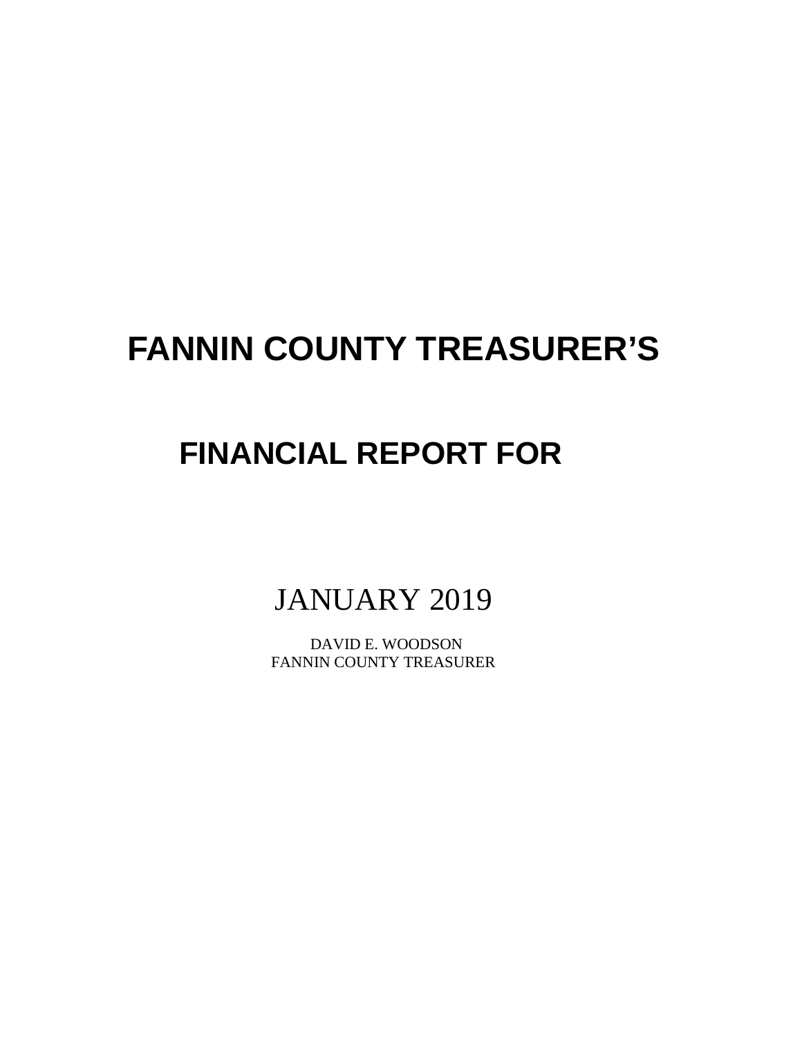# FANNIN COUNTY TREASURER'S

# FINANCIAL REPORT FOR

## JANUARY 2019

DAVID E. WOODSON
FANNIN COUNTY TREASURER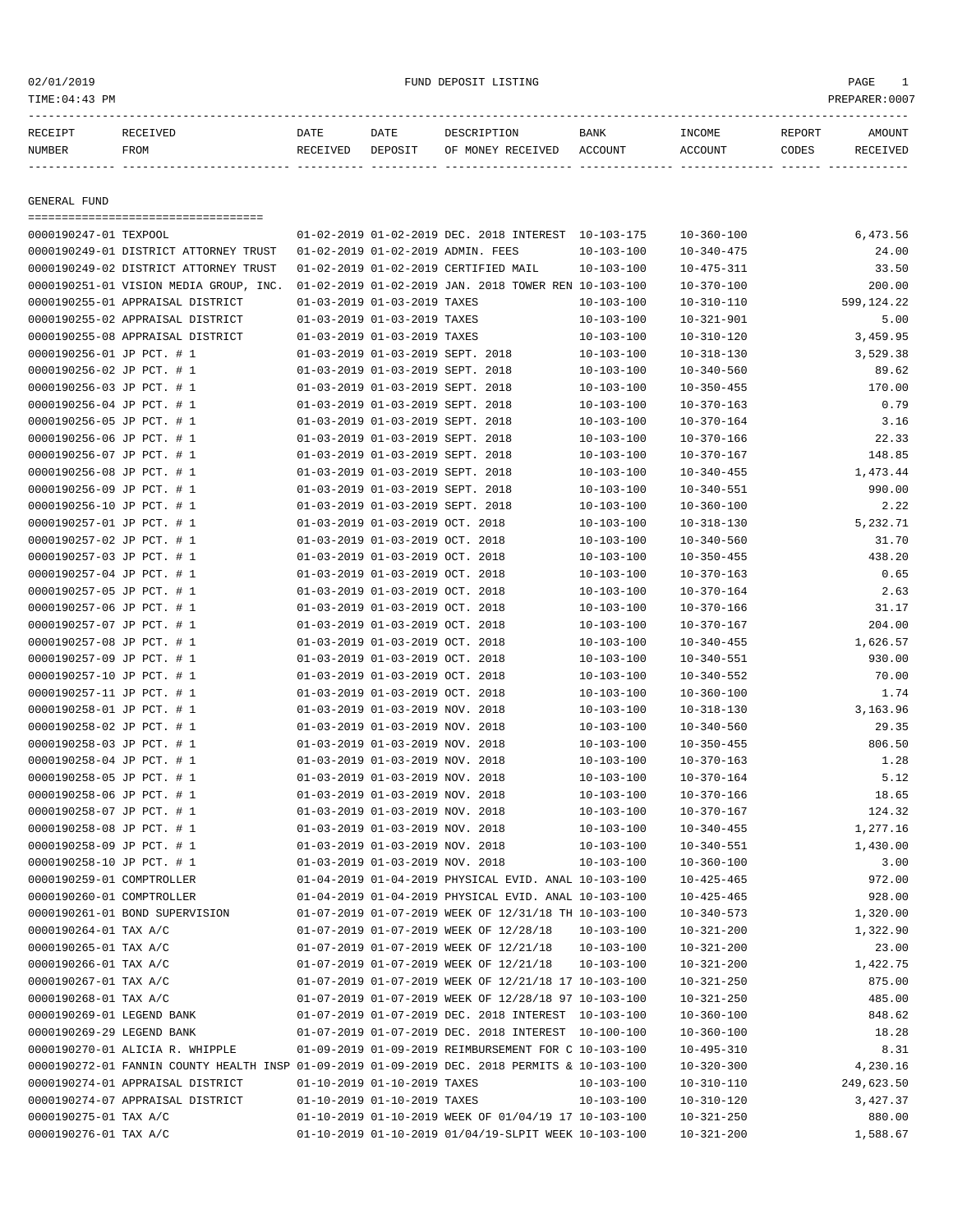02/01/2019 FUND DEPOSIT LISTING

TIME:04:43 PM PREPARER:0007

| RECEIPT NUMBER | RECEIVED FROM | DATE RECEIVED | DATE DEPOSIT | DESCRIPTION OF MONEY RECEIVED | BANK ACCOUNT | INCOME ACCOUNT | REPORT CODES | AMOUNT RECEIVED |
|---|---|---|---|---|---|---|---|---|

## GENERAL FUND

| RECEIPT NUMBER | RECEIVED FROM | DATE RECEIVED | DATE DEPOSIT | DESCRIPTION OF MONEY RECEIVED | BANK ACCOUNT | INCOME ACCOUNT | REPORT CODES | AMOUNT RECEIVED |
|---|---|---|---|---|---|---|---|---|
| 0000190247-01 | TEXPOOL | 01-02-2019 | 01-02-2019 | DEC. 2018 INTEREST | 10-103-175 | 10-360-100 | | 6,473.56 |
| 0000190249-01 | DISTRICT ATTORNEY TRUST | 01-02-2019 | 01-02-2019 | ADMIN. FEES | 10-103-100 | 10-340-475 | | 24.00 |
| 0000190249-02 | DISTRICT ATTORNEY TRUST | 01-02-2019 | 01-02-2019 | CERTIFIED MAIL | 10-103-100 | 10-475-311 | | 33.50 |
| 0000190251-01 | VISION MEDIA GROUP, INC. | 01-02-2019 | 01-02-2019 | JAN. 2018 TOWER REN | 10-103-100 | 10-370-100 | | 200.00 |
| 0000190255-01 | APPRAISAL DISTRICT | 01-03-2019 | 01-03-2019 | TAXES | 10-103-100 | 10-310-110 | | 599,124.22 |
| 0000190255-02 | APPRAISAL DISTRICT | 01-03-2019 | 01-03-2019 | TAXES | 10-103-100 | 10-321-901 | | 5.00 |
| 0000190255-08 | APPRAISAL DISTRICT | 01-03-2019 | 01-03-2019 | TAXES | 10-103-100 | 10-310-120 | | 3,459.95 |
| 0000190256-01 | JP PCT. # 1 | 01-03-2019 | 01-03-2019 | SEPT. 2018 | 10-103-100 | 10-318-130 | | 3,529.38 |
| 0000190256-02 | JP PCT. # 1 | 01-03-2019 | 01-03-2019 | SEPT. 2018 | 10-103-100 | 10-340-560 | | 89.62 |
| 0000190256-03 | JP PCT. # 1 | 01-03-2019 | 01-03-2019 | SEPT. 2018 | 10-103-100 | 10-350-455 | | 170.00 |
| 0000190256-04 | JP PCT. # 1 | 01-03-2019 | 01-03-2019 | SEPT. 2018 | 10-103-100 | 10-370-163 | | 0.79 |
| 0000190256-05 | JP PCT. # 1 | 01-03-2019 | 01-03-2019 | SEPT. 2018 | 10-103-100 | 10-370-164 | | 3.16 |
| 0000190256-06 | JP PCT. # 1 | 01-03-2019 | 01-03-2019 | SEPT. 2018 | 10-103-100 | 10-370-166 | | 22.33 |
| 0000190256-07 | JP PCT. # 1 | 01-03-2019 | 01-03-2019 | SEPT. 2018 | 10-103-100 | 10-370-167 | | 148.85 |
| 0000190256-08 | JP PCT. # 1 | 01-03-2019 | 01-03-2019 | SEPT. 2018 | 10-103-100 | 10-340-455 | | 1,473.44 |
| 0000190256-09 | JP PCT. # 1 | 01-03-2019 | 01-03-2019 | SEPT. 2018 | 10-103-100 | 10-340-551 | | 990.00 |
| 0000190256-10 | JP PCT. # 1 | 01-03-2019 | 01-03-2019 | SEPT. 2018 | 10-103-100 | 10-360-100 | | 2.22 |
| 0000190257-01 | JP PCT. # 1 | 01-03-2019 | 01-03-2019 | OCT. 2018 | 10-103-100 | 10-318-130 | | 5,232.71 |
| 0000190257-02 | JP PCT. # 1 | 01-03-2019 | 01-03-2019 | OCT. 2018 | 10-103-100 | 10-340-560 | | 31.70 |
| 0000190257-03 | JP PCT. # 1 | 01-03-2019 | 01-03-2019 | OCT. 2018 | 10-103-100 | 10-350-455 | | 438.20 |
| 0000190257-04 | JP PCT. # 1 | 01-03-2019 | 01-03-2019 | OCT. 2018 | 10-103-100 | 10-370-163 | | 0.65 |
| 0000190257-05 | JP PCT. # 1 | 01-03-2019 | 01-03-2019 | OCT. 2018 | 10-103-100 | 10-370-164 | | 2.63 |
| 0000190257-06 | JP PCT. # 1 | 01-03-2019 | 01-03-2019 | OCT. 2018 | 10-103-100 | 10-370-166 | | 31.17 |
| 0000190257-07 | JP PCT. # 1 | 01-03-2019 | 01-03-2019 | OCT. 2018 | 10-103-100 | 10-370-167 | | 204.00 |
| 0000190257-08 | JP PCT. # 1 | 01-03-2019 | 01-03-2019 | OCT. 2018 | 10-103-100 | 10-340-455 | | 1,626.57 |
| 0000190257-09 | JP PCT. # 1 | 01-03-2019 | 01-03-2019 | OCT. 2018 | 10-103-100 | 10-340-551 | | 930.00 |
| 0000190257-10 | JP PCT. # 1 | 01-03-2019 | 01-03-2019 | OCT. 2018 | 10-103-100 | 10-340-552 | | 70.00 |
| 0000190257-11 | JP PCT. # 1 | 01-03-2019 | 01-03-2019 | OCT. 2018 | 10-103-100 | 10-360-100 | | 1.74 |
| 0000190258-01 | JP PCT. # 1 | 01-03-2019 | 01-03-2019 | NOV. 2018 | 10-103-100 | 10-318-130 | | 3,163.96 |
| 0000190258-02 | JP PCT. # 1 | 01-03-2019 | 01-03-2019 | NOV. 2018 | 10-103-100 | 10-340-560 | | 29.35 |
| 0000190258-03 | JP PCT. # 1 | 01-03-2019 | 01-03-2019 | NOV. 2018 | 10-103-100 | 10-350-455 | | 806.50 |
| 0000190258-04 | JP PCT. # 1 | 01-03-2019 | 01-03-2019 | NOV. 2018 | 10-103-100 | 10-370-163 | | 1.28 |
| 0000190258-05 | JP PCT. # 1 | 01-03-2019 | 01-03-2019 | NOV. 2018 | 10-103-100 | 10-370-164 | | 5.12 |
| 0000190258-06 | JP PCT. # 1 | 01-03-2019 | 01-03-2019 | NOV. 2018 | 10-103-100 | 10-370-166 | | 18.65 |
| 0000190258-07 | JP PCT. # 1 | 01-03-2019 | 01-03-2019 | NOV. 2018 | 10-103-100 | 10-370-167 | | 124.32 |
| 0000190258-08 | JP PCT. # 1 | 01-03-2019 | 01-03-2019 | NOV. 2018 | 10-103-100 | 10-340-455 | | 1,277.16 |
| 0000190258-09 | JP PCT. # 1 | 01-03-2019 | 01-03-2019 | NOV. 2018 | 10-103-100 | 10-340-551 | | 1,430.00 |
| 0000190258-10 | JP PCT. # 1 | 01-03-2019 | 01-03-2019 | NOV. 2018 | 10-103-100 | 10-360-100 | | 3.00 |
| 0000190259-01 | COMPTROLLER | 01-04-2019 | 01-04-2019 | PHYSICAL EVID. ANAL | 10-103-100 | 10-425-465 | | 972.00 |
| 0000190260-01 | COMPTROLLER | 01-04-2019 | 01-04-2019 | PHYSICAL EVID. ANAL | 10-103-100 | 10-425-465 | | 928.00 |
| 0000190261-01 | BOND SUPERVISION | 01-07-2019 | 01-07-2019 | WEEK OF 12/31/18 TH | 10-103-100 | 10-340-573 | | 1,320.00 |
| 0000190264-01 | TAX A/C | 01-07-2019 | 01-07-2019 | WEEK OF 12/28/18 | 10-103-100 | 10-321-200 | | 1,322.90 |
| 0000190265-01 | TAX A/C | 01-07-2019 | 01-07-2019 | WEEK OF 12/21/18 | 10-103-100 | 10-321-200 | | 23.00 |
| 0000190266-01 | TAX A/C | 01-07-2019 | 01-07-2019 | WEEK OF 12/21/18 | 10-103-100 | 10-321-200 | | 1,422.75 |
| 0000190267-01 | TAX A/C | 01-07-2019 | 01-07-2019 | WEEK OF 12/21/18 17 | 10-103-100 | 10-321-250 | | 875.00 |
| 0000190268-01 | TAX A/C | 01-07-2019 | 01-07-2019 | WEEK OF 12/28/18 97 | 10-103-100 | 10-321-250 | | 485.00 |
| 0000190269-01 | LEGEND BANK | 01-07-2019 | 01-07-2019 | DEC. 2018 INTEREST | 10-103-100 | 10-360-100 | | 848.62 |
| 0000190269-29 | LEGEND BANK | 01-07-2019 | 01-07-2019 | DEC. 2018 INTEREST | 10-100-100 | 10-360-100 | | 18.28 |
| 0000190270-01 | ALICIA R. WHIPPLE | 01-09-2019 | 01-09-2019 | REIMBURSEMENT FOR C | 10-103-100 | 10-495-310 | | 8.31 |
| 0000190272-01 | FANNIN COUNTY HEALTH INSP | 01-09-2019 | 01-09-2019 | DEC. 2018 PERMITS & | 10-103-100 | 10-320-300 | | 4,230.16 |
| 0000190274-01 | APPRAISAL DISTRICT | 01-10-2019 | 01-10-2019 | TAXES | 10-103-100 | 10-310-110 | | 249,623.50 |
| 0000190274-07 | APPRAISAL DISTRICT | 01-10-2019 | 01-10-2019 | TAXES | 10-103-100 | 10-310-120 | | 3,427.37 |
| 0000190275-01 | TAX A/C | 01-10-2019 | 01-10-2019 | WEEK OF 01/04/19 17 | 10-103-100 | 10-321-250 | | 880.00 |
| 0000190276-01 | TAX A/C | 01-10-2019 | 01-10-2019 | 01/04/19-SLPIT WEEK | 10-103-100 | 10-321-200 | | 1,588.67 |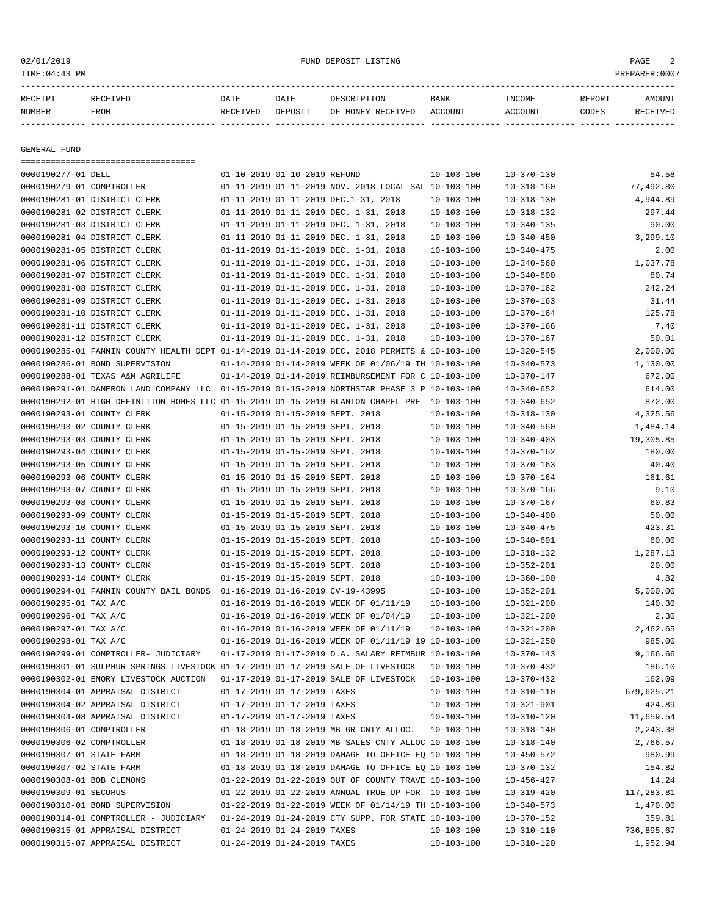| RECEIPT NUMBER | RECEIVED FROM | DATE RECEIVED | DATE DEPOSIT | DESCRIPTION OF MONEY RECEIVED | BANK ACCOUNT | INCOME ACCOUNT | REPORT CODES | AMOUNT RECEIVED |
|---|---|---|---|---|---|---|---|---|

GENERAL FUND

| RECEIPT NUMBER | RECEIVED FROM | DATE RECEIVED | DATE DEPOSIT | DESCRIPTION OF MONEY RECEIVED | BANK ACCOUNT | INCOME ACCOUNT | REPORT CODES | AMOUNT RECEIVED |
|---|---|---|---|---|---|---|---|---|
| 0000190277-01 | DELL | 01-10-2019 | 01-10-2019 | REFUND | 10-103-100 | 10-370-130 | | 54.58 |
| 0000190279-01 | COMPTROLLER | 01-11-2019 | 01-11-2019 | NOV. 2018 LOCAL SAL | 10-103-100 | 10-318-160 | | 77,492.80 |
| 0000190281-01 | DISTRICT CLERK | 01-11-2019 | 01-11-2019 | DEC.1-31, 2018 | 10-103-100 | 10-318-130 | | 4,944.89 |
| 0000190281-02 | DISTRICT CLERK | 01-11-2019 | 01-11-2019 | DEC. 1-31, 2018 | 10-103-100 | 10-318-132 | | 297.44 |
| 0000190281-03 | DISTRICT CLERK | 01-11-2019 | 01-11-2019 | DEC. 1-31, 2018 | 10-103-100 | 10-340-135 | | 90.00 |
| 0000190281-04 | DISTRICT CLERK | 01-11-2019 | 01-11-2019 | DEC. 1-31, 2018 | 10-103-100 | 10-340-450 | | 3,299.10 |
| 0000190281-05 | DISTRICT CLERK | 01-11-2019 | 01-11-2019 | DEC. 1-31, 2018 | 10-103-100 | 10-340-475 | | 2.00 |
| 0000190281-06 | DISTRICT CLERK | 01-11-2019 | 01-11-2019 | DEC. 1-31, 2018 | 10-103-100 | 10-340-560 | | 1,037.78 |
| 0000190281-07 | DISTRICT CLERK | 01-11-2019 | 01-11-2019 | DEC. 1-31, 2018 | 10-103-100 | 10-340-600 | | 80.74 |
| 0000190281-08 | DISTRICT CLERK | 01-11-2019 | 01-11-2019 | DEC. 1-31, 2018 | 10-103-100 | 10-370-162 | | 242.24 |
| 0000190281-09 | DISTRICT CLERK | 01-11-2019 | 01-11-2019 | DEC. 1-31, 2018 | 10-103-100 | 10-370-163 | | 31.44 |
| 0000190281-10 | DISTRICT CLERK | 01-11-2019 | 01-11-2019 | DEC. 1-31, 2018 | 10-103-100 | 10-370-164 | | 125.78 |
| 0000190281-11 | DISTRICT CLERK | 01-11-2019 | 01-11-2019 | DEC. 1-31, 2018 | 10-103-100 | 10-370-166 | | 7.40 |
| 0000190281-12 | DISTRICT CLERK | 01-11-2019 | 01-11-2019 | DEC. 1-31, 2018 | 10-103-100 | 10-370-167 | | 50.01 |
| 0000190285-01 | FANNIN COUNTY HEALTH DEPT | 01-14-2019 | 01-14-2019 | DEC. 2018 PERMITS & | 10-103-100 | 10-320-545 | | 2,000.00 |
| 0000190286-01 | BOND SUPERVISION | 01-14-2019 | 01-14-2019 | WEEK OF 01/06/19 TH | 10-103-100 | 10-340-573 | | 1,130.00 |
| 0000190288-01 | TEXAS A&M AGRILIFE | 01-14-2019 | 01-14-2019 | REIMBURSEMENT FOR C | 10-103-100 | 10-370-147 | | 672.00 |
| 0000190291-01 | DAMERON LAND COMPANY LLC | 01-15-2019 | 01-15-2019 | NORTHSTAR PHASE 3 P | 10-103-100 | 10-340-652 | | 614.00 |
| 0000190292-01 | HIGH DEFINITION HOMES LLC | 01-15-2019 | 01-15-2019 | BLANTON CHAPEL PRE | 10-103-100 | 10-340-652 | | 872.00 |
| 0000190293-01 | COUNTY CLERK | 01-15-2019 | 01-15-2019 | SEPT. 2018 | 10-103-100 | 10-318-130 | | 4,325.56 |
| 0000190293-02 | COUNTY CLERK | 01-15-2019 | 01-15-2019 | SEPT. 2018 | 10-103-100 | 10-340-560 | | 1,484.14 |
| 0000190293-03 | COUNTY CLERK | 01-15-2019 | 01-15-2019 | SEPT. 2018 | 10-103-100 | 10-340-403 | | 19,305.85 |
| 0000190293-04 | COUNTY CLERK | 01-15-2019 | 01-15-2019 | SEPT. 2018 | 10-103-100 | 10-370-162 | | 180.00 |
| 0000190293-05 | COUNTY CLERK | 01-15-2019 | 01-15-2019 | SEPT. 2018 | 10-103-100 | 10-370-163 | | 40.40 |
| 0000190293-06 | COUNTY CLERK | 01-15-2019 | 01-15-2019 | SEPT. 2018 | 10-103-100 | 10-370-164 | | 161.61 |
| 0000190293-07 | COUNTY CLERK | 01-15-2019 | 01-15-2019 | SEPT. 2018 | 10-103-100 | 10-370-166 | | 9.10 |
| 0000190293-08 | COUNTY CLERK | 01-15-2019 | 01-15-2019 | SEPT. 2018 | 10-103-100 | 10-370-167 | | 60.83 |
| 0000190293-09 | COUNTY CLERK | 01-15-2019 | 01-15-2019 | SEPT. 2018 | 10-103-100 | 10-340-400 | | 50.00 |
| 0000190293-10 | COUNTY CLERK | 01-15-2019 | 01-15-2019 | SEPT. 2018 | 10-103-100 | 10-340-475 | | 423.31 |
| 0000190293-11 | COUNTY CLERK | 01-15-2019 | 01-15-2019 | SEPT. 2018 | 10-103-100 | 10-340-601 | | 60.00 |
| 0000190293-12 | COUNTY CLERK | 01-15-2019 | 01-15-2019 | SEPT. 2018 | 10-103-100 | 10-318-132 | | 1,287.13 |
| 0000190293-13 | COUNTY CLERK | 01-15-2019 | 01-15-2019 | SEPT. 2018 | 10-103-100 | 10-352-201 | | 20.00 |
| 0000190293-14 | COUNTY CLERK | 01-15-2019 | 01-15-2019 | SEPT. 2018 | 10-103-100 | 10-360-100 | | 4.82 |
| 0000190294-01 | FANNIN COUNTY BAIL BONDS | 01-16-2019 | 01-16-2019 | CV-19-43995 | 10-103-100 | 10-352-201 | | 5,000.00 |
| 0000190295-01 | TAX A/C | 01-16-2019 | 01-16-2019 | WEEK OF 01/11/19 | 10-103-100 | 10-321-200 | | 140.30 |
| 0000190296-01 | TAX A/C | 01-16-2019 | 01-16-2019 | WEEK OF 01/04/19 | 10-103-100 | 10-321-200 | | 2.30 |
| 0000190297-01 | TAX A/C | 01-16-2019 | 01-16-2019 | WEEK OF 01/11/19 | 10-103-100 | 10-321-200 | | 2,462.65 |
| 0000190298-01 | TAX A/C | 01-16-2019 | 01-16-2019 | WEEK OF 01/11/19 19 | 10-103-100 | 10-321-250 | | 985.00 |
| 0000190299-01 | COMPTROLLER- JUDICIARY | 01-17-2019 | 01-17-2019 | D.A. SALARY REIMBUR | 10-103-100 | 10-370-143 | | 9,166.66 |
| 0000190301-01 | SULPHUR SPRINGS LIVESTOCK | 01-17-2019 | 01-17-2019 | SALE OF LIVESTOCK | 10-103-100 | 10-370-432 | | 186.10 |
| 0000190302-01 | EMORY LIVESTOCK AUCTION | 01-17-2019 | 01-17-2019 | SALE OF LIVESTOCK | 10-103-100 | 10-370-432 | | 162.09 |
| 0000190304-01 | APPRAISAL DISTRICT | 01-17-2019 | 01-17-2019 | TAXES | 10-103-100 | 10-310-110 | | 679,625.21 |
| 0000190304-02 | APPRAISAL DISTRICT | 01-17-2019 | 01-17-2019 | TAXES | 10-103-100 | 10-321-901 | | 424.89 |
| 0000190304-08 | APPRAISAL DISTRICT | 01-17-2019 | 01-17-2019 | TAXES | 10-103-100 | 10-310-120 | | 11,659.54 |
| 0000190306-01 | COMPTROLLER | 01-18-2019 | 01-18-2019 | MB GR CNTY ALLOC. | 10-103-100 | 10-318-140 | | 2,243.38 |
| 0000190306-02 | COMPTROLLER | 01-18-2019 | 01-18-2019 | MB SALES CNTY ALLOC | 10-103-100 | 10-318-140 | | 2,766.57 |
| 0000190307-01 | STATE FARM | 01-18-2019 | 01-18-2019 | DAMAGE TO OFFICE EQ | 10-103-100 | 10-450-572 | | 980.99 |
| 0000190307-02 | STATE FARM | 01-18-2019 | 01-18-2019 | DAMAGE TO OFFICE EQ | 10-103-100 | 10-370-132 | | 154.82 |
| 0000190308-01 | BOB CLEMONS | 01-22-2019 | 01-22-2019 | OUT OF COUNTY TRAVE | 10-103-100 | 10-456-427 | | 14.24 |
| 0000190309-01 | SECURUS | 01-22-2019 | 01-22-2019 | ANNUAL TRUE UP FOR | 10-103-100 | 10-319-420 | | 117,283.81 |
| 0000190310-01 | BOND SUPERVISION | 01-22-2019 | 01-22-2019 | WEEK OF 01/14/19 TH | 10-103-100 | 10-340-573 | | 1,470.00 |
| 0000190314-01 | COMPTROLLER - JUDICIARY | 01-24-2019 | 01-24-2019 | CTY SUPP. FOR STATE | 10-103-100 | 10-370-152 | | 359.81 |
| 0000190315-01 | APPRAISAL DISTRICT | 01-24-2019 | 01-24-2019 | TAXES | 10-103-100 | 10-310-110 | | 736,895.67 |
| 0000190315-07 | APPRAISAL DISTRICT | 01-24-2019 | 01-24-2019 | TAXES | 10-103-100 | 10-310-120 | | 1,952.94 |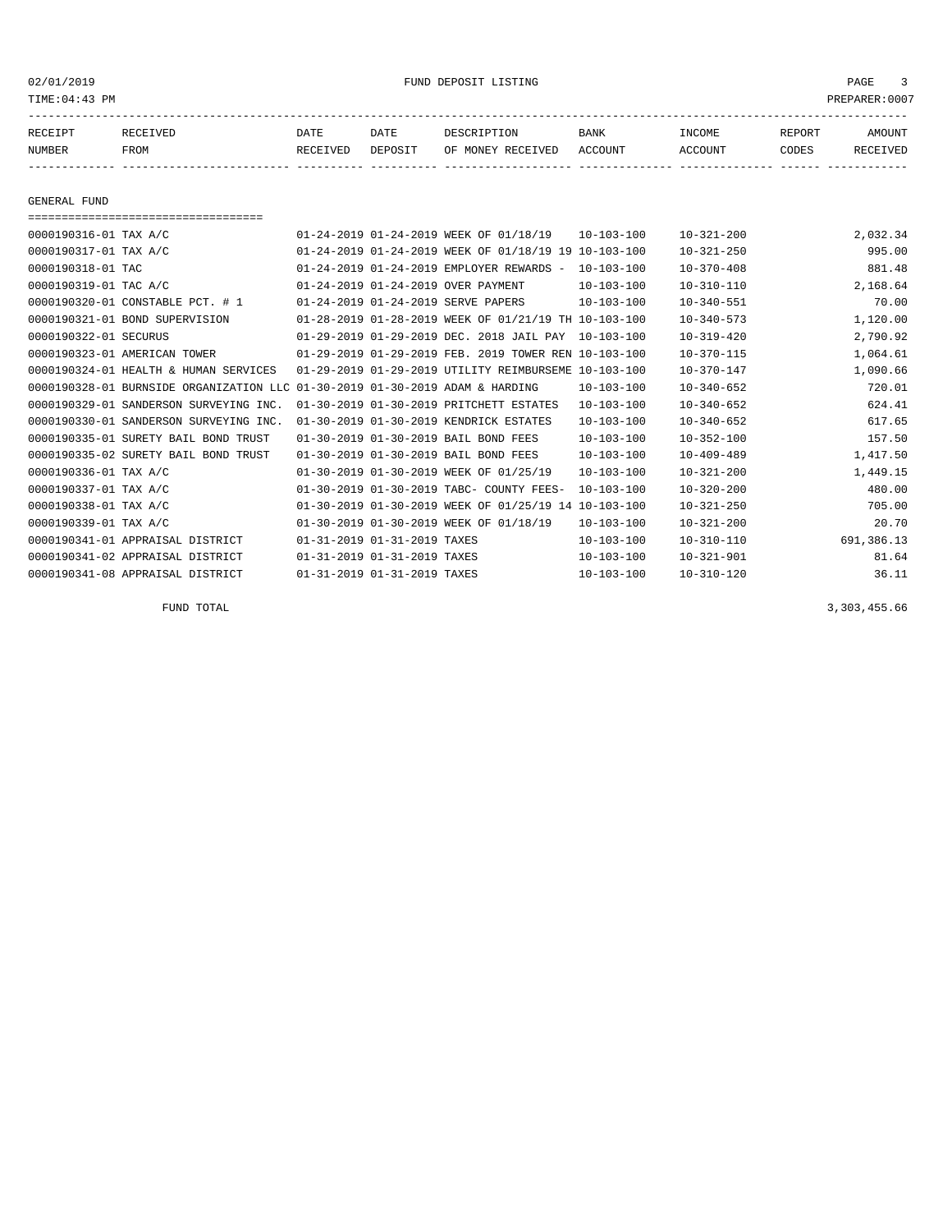## GENERAL FUND

| RECEIPT NUMBER | RECEIVED FROM | DATE RECEIVED | DATE DEPOSIT | DESCRIPTION OF MONEY RECEIVED | BANK ACCOUNT | INCOME ACCOUNT | REPORT CODES | AMOUNT RECEIVED |
|---|---|---|---|---|---|---|---|---|
| 0000190316-01 | TAX A/C | 01-24-2019 | 01-24-2019 | WEEK OF 01/18/19 | 10-103-100 | 10-321-200 | | 2,032.34 |
| 0000190317-01 | TAX A/C | 01-24-2019 | 01-24-2019 | WEEK OF 01/18/19 19 | 10-103-100 | 10-321-250 | | 995.00 |
| 0000190318-01 | TAC | 01-24-2019 | 01-24-2019 | EMPLOYER REWARDS - | 10-103-100 | 10-370-408 | | 881.48 |
| 0000190319-01 | TAC A/C | 01-24-2019 | 01-24-2019 | OVER PAYMENT | 10-103-100 | 10-310-110 | | 2,168.64 |
| 0000190320-01 | CONSTABLE PCT. # 1 | 01-24-2019 | 01-24-2019 | SERVE PAPERS | 10-103-100 | 10-340-551 | | 70.00 |
| 0000190321-01 | BOND SUPERVISION | 01-28-2019 | 01-28-2019 | WEEK OF 01/21/19 TH | 10-103-100 | 10-340-573 | | 1,120.00 |
| 0000190322-01 | SECURUS | 01-29-2019 | 01-29-2019 | DEC. 2018 JAIL PAY | 10-103-100 | 10-319-420 | | 2,790.92 |
| 0000190323-01 | AMERICAN TOWER | 01-29-2019 | 01-29-2019 | FEB. 2019 TOWER REN | 10-103-100 | 10-370-115 | | 1,064.61 |
| 0000190324-01 | HEALTH & HUMAN SERVICES | 01-29-2019 | 01-29-2019 | UTILITY REIMBURSEME | 10-103-100 | 10-370-147 | | 1,090.66 |
| 0000190328-01 | BURNSIDE ORGANIZATION LLC | 01-30-2019 | 01-30-2019 | ADAM & HARDING | 10-103-100 | 10-340-652 | | 720.01 |
| 0000190329-01 | SANDERSON SURVEYING INC. | 01-30-2019 | 01-30-2019 | PRITCHETT ESTATES | 10-103-100 | 10-340-652 | | 624.41 |
| 0000190330-01 | SANDERSON SURVEYING INC. | 01-30-2019 | 01-30-2019 | KENDRICK ESTATES | 10-103-100 | 10-340-652 | | 617.65 |
| 0000190335-01 | SURETY BAIL BOND TRUST | 01-30-2019 | 01-30-2019 | BAIL BOND FEES | 10-103-100 | 10-352-100 | | 157.50 |
| 0000190335-02 | SURETY BAIL BOND TRUST | 01-30-2019 | 01-30-2019 | BAIL BOND FEES | 10-103-100 | 10-409-489 | | 1,417.50 |
| 0000190336-01 | TAX A/C | 01-30-2019 | 01-30-2019 | WEEK OF 01/25/19 | 10-103-100 | 10-321-200 | | 1,449.15 |
| 0000190337-01 | TAX A/C | 01-30-2019 | 01-30-2019 | TABC- COUNTY FEES- | 10-103-100 | 10-320-200 | | 480.00 |
| 0000190338-01 | TAX A/C | 01-30-2019 | 01-30-2019 | WEEK OF 01/25/19 14 | 10-103-100 | 10-321-250 | | 705.00 |
| 0000190339-01 | TAX A/C | 01-30-2019 | 01-30-2019 | WEEK OF 01/18/19 | 10-103-100 | 10-321-200 | | 20.70 |
| 0000190341-01 | APPRAISAL DISTRICT | 01-31-2019 | 01-31-2019 | TAXES | 10-103-100 | 10-310-110 | | 691,386.13 |
| 0000190341-02 | APPRAISAL DISTRICT | 01-31-2019 | 01-31-2019 | TAXES | 10-103-100 | 10-321-901 | | 81.64 |
| 0000190341-08 | APPRAISAL DISTRICT | 01-31-2019 | 01-31-2019 | TAXES | 10-103-100 | 10-310-120 | | 36.11 |

FUND TOTAL 3,303,455.66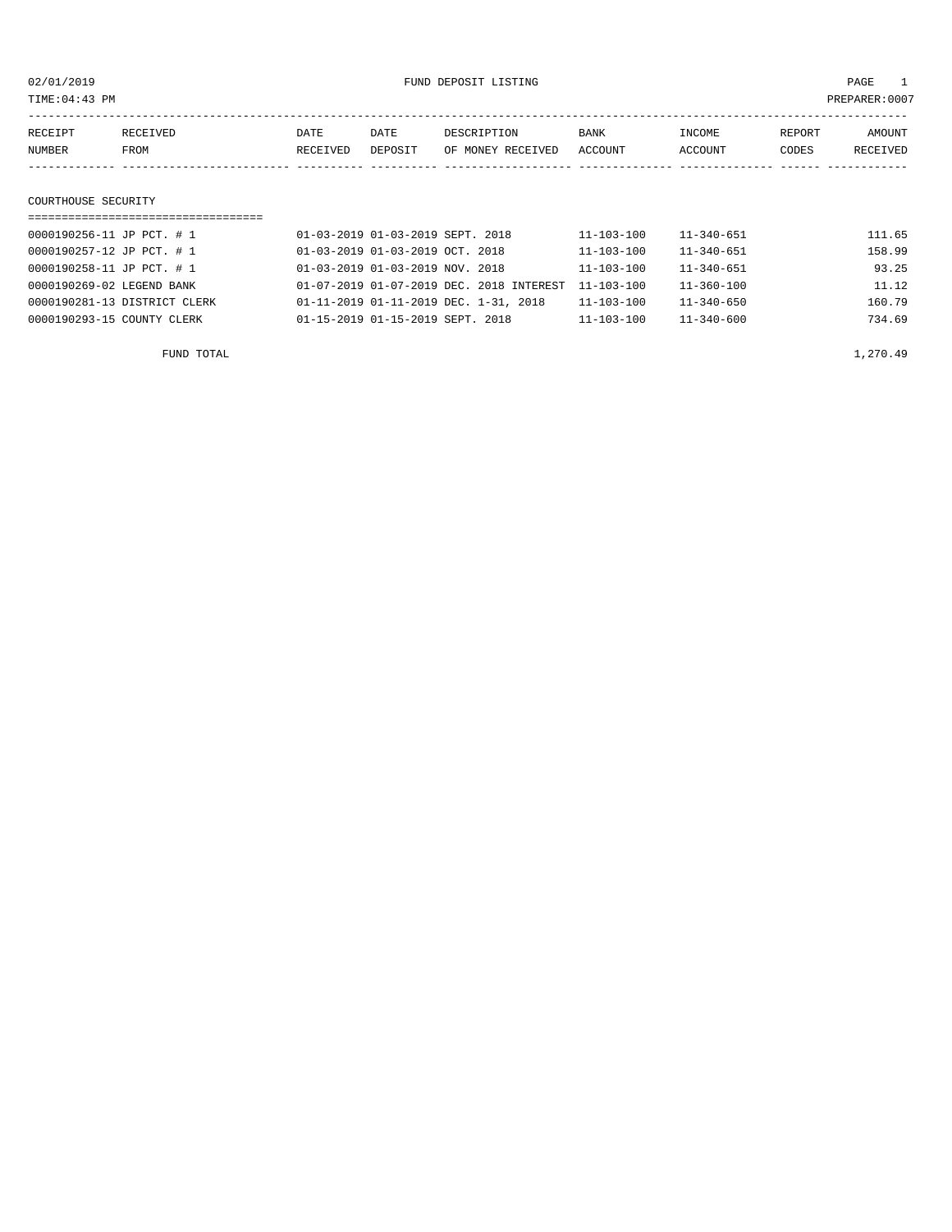02/01/2019 FUND DEPOSIT LISTING

TIME:04:43 PM PREPARER:0007

| RECEIPT NUMBER | RECEIVED FROM | DATE RECEIVED | DATE DEPOSIT | DESCRIPTION OF MONEY RECEIVED | BANK ACCOUNT | INCOME ACCOUNT | REPORT CODES | AMOUNT RECEIVED |
|---|---|---|---|---|---|---|---|---|
| **COURTHOUSE SECURITY** | | | | | | | | |
| 0000190256-11 | JP PCT. # 1 | 01-03-2019 | 01-03-2019 | SEPT. 2018 | 11-103-100 | 11-340-651 | | 111.65 |
| 0000190257-12 | JP PCT. # 1 | 01-03-2019 | 01-03-2019 | OCT. 2018 | 11-103-100 | 11-340-651 | | 158.99 |
| 0000190258-11 | JP PCT. # 1 | 01-03-2019 | 01-03-2019 | NOV. 2018 | 11-103-100 | 11-340-651 | | 93.25 |
| 0000190269-02 | LEGEND BANK | 01-07-2019 | 01-07-2019 | DEC. 2018 INTEREST | 11-103-100 | 11-360-100 | | 11.12 |
| 0000190281-13 | DISTRICT CLERK | 01-11-2019 | 01-11-2019 | DEC. 1-31, 2018 | 11-103-100 | 11-340-650 | | 160.79 |
| 0000190293-15 | COUNTY CLERK | 01-15-2019 | 01-15-2019 | SEPT. 2018 | 11-103-100 | 11-340-600 | | 734.69 |
| | FUND TOTAL | | | | | | | 1,270.49 |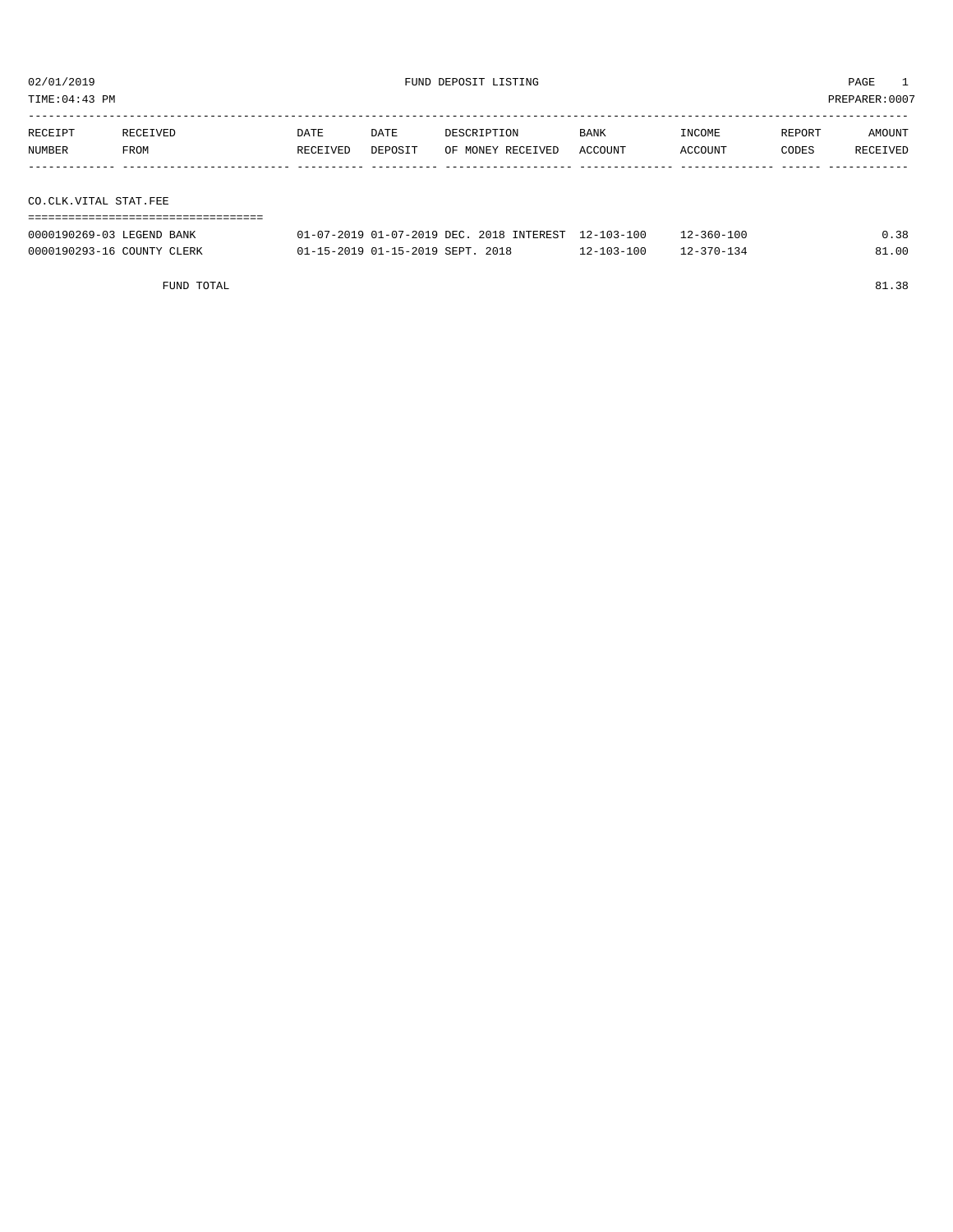02/01/2019 FUND DEPOSIT LISTING

TIME:04:43 PM PREPARER:0007

| RECEIPT NUMBER | RECEIVED FROM | DATE RECEIVED | DATE DEPOSIT | DESCRIPTION OF MONEY RECEIVED | BANK ACCOUNT | INCOME ACCOUNT | REPORT CODES | AMOUNT RECEIVED |
|---|---|---|---|---|---|---|---|---|
| **CO.CLK.VITAL STAT.FEE** | | | | | | | | |
| 0000190269-03 | LEGEND BANK | 01-07-2019 | 01-07-2019 | DEC. 2018 INTEREST | 12-103-100 | 12-360-100 | | 0.38 |
| 0000190293-16 | COUNTY CLERK | 01-15-2019 | 01-15-2019 | SEPT. 2018 | 12-103-100 | 12-370-134 | | 81.00 |
| | FUND TOTAL | | | | | | | 81.38 |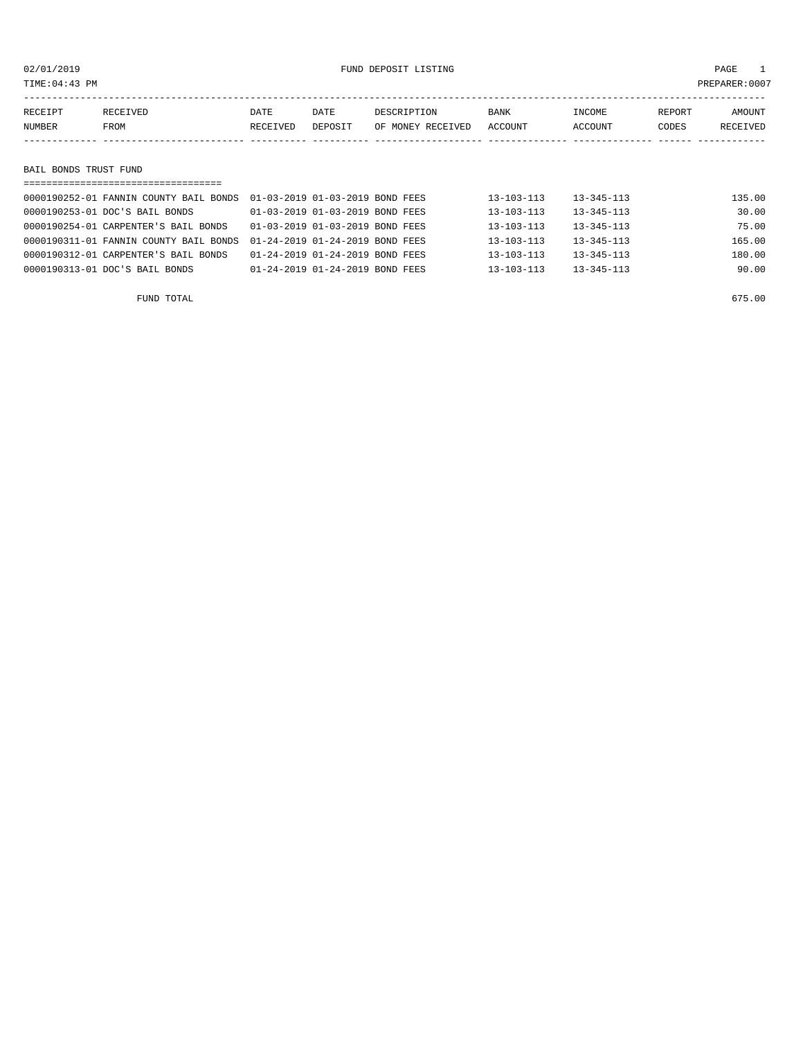# FUND DEPOSIT LISTING

02/01/2019
TIME:04:43 PM
PREPARER:0007

| RECEIPT NUMBER | RECEIVED FROM | DATE RECEIVED | DATE DEPOSIT | DESCRIPTION OF MONEY RECEIVED | BANK ACCOUNT | INCOME ACCOUNT | REPORT CODES | AMOUNT RECEIVED |
|---|---|---|---|---|---|---|---|---|
| **BAIL BONDS TRUST FUND** | | | | | | | | |
| 0000190252-01 | FANNIN COUNTY BAIL BONDS | 01-03-2019 | 01-03-2019 | BOND FEES | 13-103-113 | 13-345-113 | | 135.00 |
| 0000190253-01 | DOC'S BAIL BONDS | 01-03-2019 | 01-03-2019 | BOND FEES | 13-103-113 | 13-345-113 | | 30.00 |
| 0000190254-01 | CARPENTER'S BAIL BONDS | 01-03-2019 | 01-03-2019 | BOND FEES | 13-103-113 | 13-345-113 | | 75.00 |
| 0000190311-01 | FANNIN COUNTY BAIL BONDS | 01-24-2019 | 01-24-2019 | BOND FEES | 13-103-113 | 13-345-113 | | 165.00 |
| 0000190312-01 | CARPENTER'S BAIL BONDS | 01-24-2019 | 01-24-2019 | BOND FEES | 13-103-113 | 13-345-113 | | 180.00 |
| 0000190313-01 | DOC'S BAIL BONDS | 01-24-2019 | 01-24-2019 | BOND FEES | 13-103-113 | 13-345-113 | | 90.00 |
| | FUND TOTAL | | | | | | | 675.00 |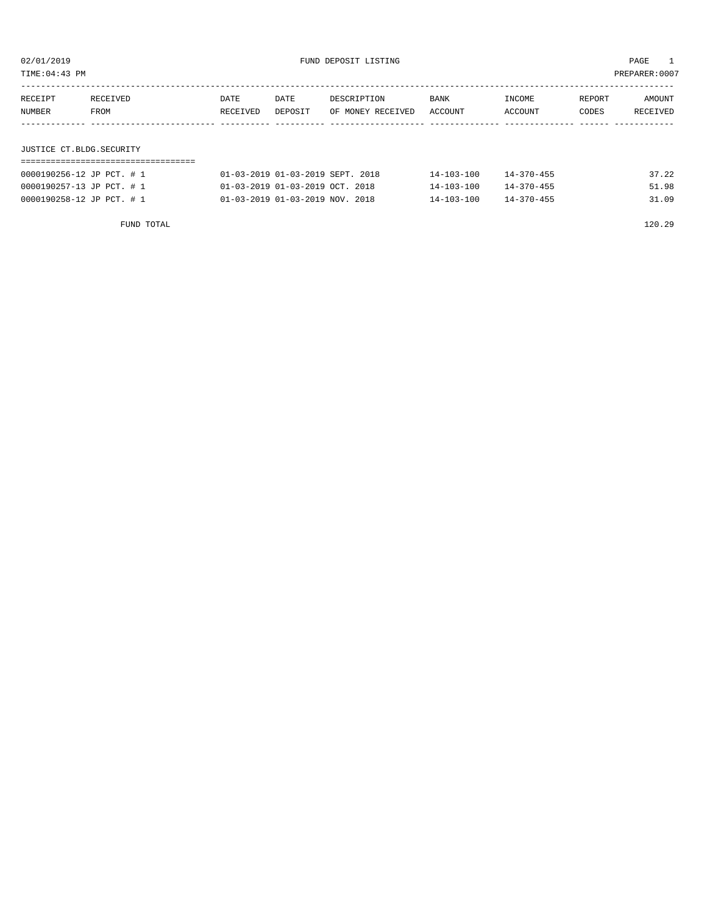02/01/2019 FUND DEPOSIT LISTING PAGE 1

TIME:04:43 PM PREPARER:0007

| RECEIPT NUMBER | RECEIVED FROM | DATE RECEIVED | DATE DEPOSIT | DESCRIPTION OF MONEY RECEIVED | BANK ACCOUNT | INCOME ACCOUNT | REPORT CODES | AMOUNT RECEIVED |
|---|---|---|---|---|---|---|---|---|
| **JUSTICE CT.BLDG.SECURITY** | | | | | | | | |
| 0000190256-12 | JP PCT. # 1 | 01-03-2019 | 01-03-2019 | SEPT. 2018 | 14-103-100 | 14-370-455 | | 37.22 |
| 0000190257-13 | JP PCT. # 1 | 01-03-2019 | 01-03-2019 | OCT. 2018 | 14-103-100 | 14-370-455 | | 51.98 |
| 0000190258-12 | JP PCT. # 1 | 01-03-2019 | 01-03-2019 | NOV. 2018 | 14-103-100 | 14-370-455 | | 31.09 |
| | FUND TOTAL | | | | | | | 120.29 |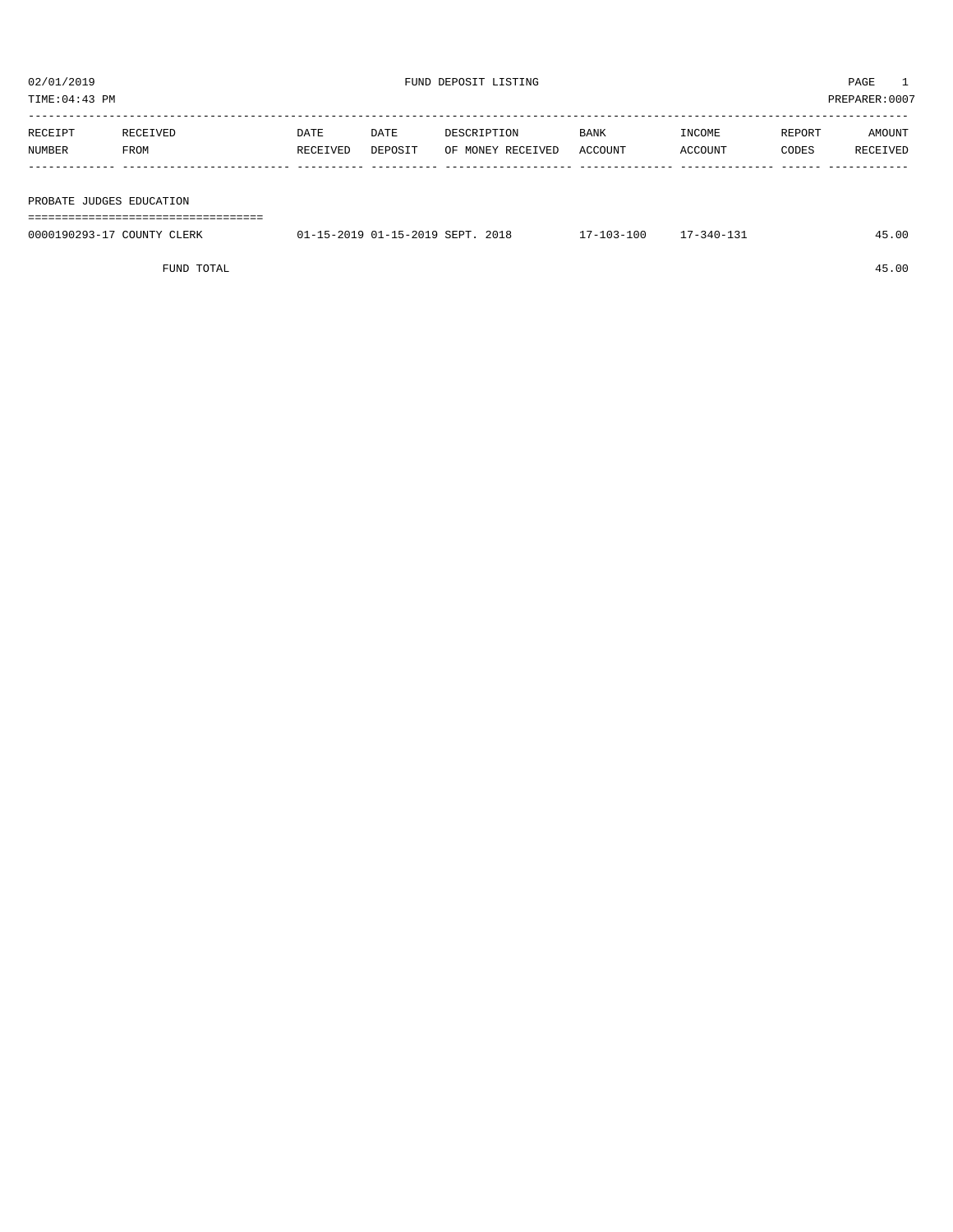02/01/2019 FUND DEPOSIT LISTING

TIME:04:43 PM PREPARER:0007

| RECEIPT NUMBER | RECEIVED FROM | DATE RECEIVED | DATE DEPOSIT | DESCRIPTION OF MONEY RECEIVED | BANK ACCOUNT | INCOME ACCOUNT | REPORT CODES | AMOUNT RECEIVED |
|---|---|---|---|---|---|---|---|---|
| **PROBATE JUDGES EDUCATION** | | | | | | | | |
| 0000190293-17 | COUNTY CLERK | 01-15-2019 | 01-15-2019 | SEPT. 2018 | 17-103-100 | 17-340-131 | | 45.00 |
| | FUND TOTAL | | | | | | | 45.00 |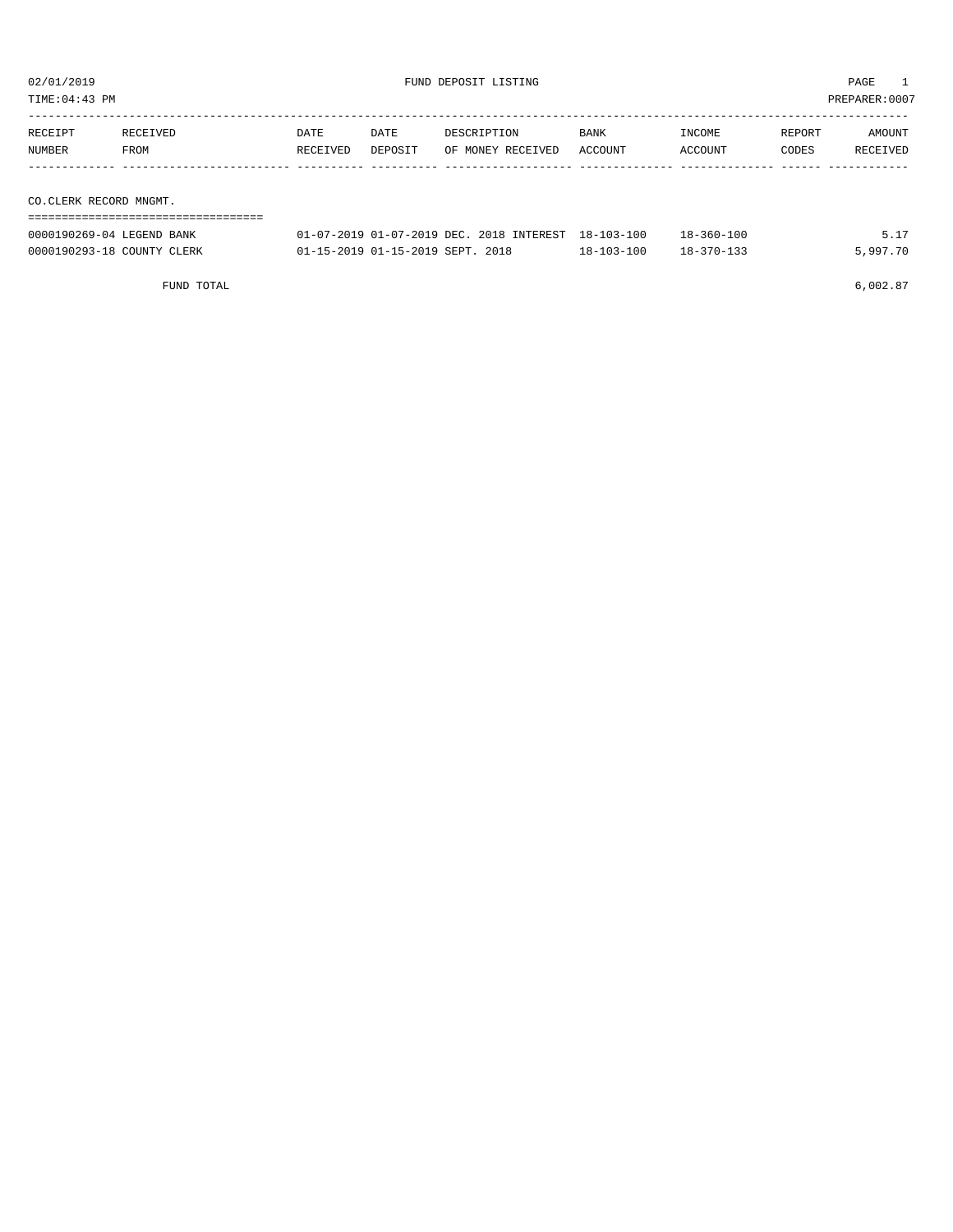02/01/2019 FUND DEPOSIT LISTING

TIME:04:43 PM PREPARER:0007

| RECEIPT NUMBER | RECEIVED FROM | DATE RECEIVED | DATE DEPOSIT | DESCRIPTION OF MONEY RECEIVED | BANK ACCOUNT | INCOME ACCOUNT | REPORT CODES | AMOUNT RECEIVED |
|---|---|---|---|---|---|---|---|---|
| **CO.CLERK RECORD MNGMT.** | | | | | | | | |
| 0000190269-04 | LEGEND BANK | 01-07-2019 | 01-07-2019 | DEC. 2018 INTEREST | 18-103-100 | 18-360-100 | | 5.17 |
| 0000190293-18 | COUNTY CLERK | 01-15-2019 | 01-15-2019 | SEPT. 2018 | 18-103-100 | 18-370-133 | | 5,997.70 |
| | FUND TOTAL | | | | | | | 6,002.87 |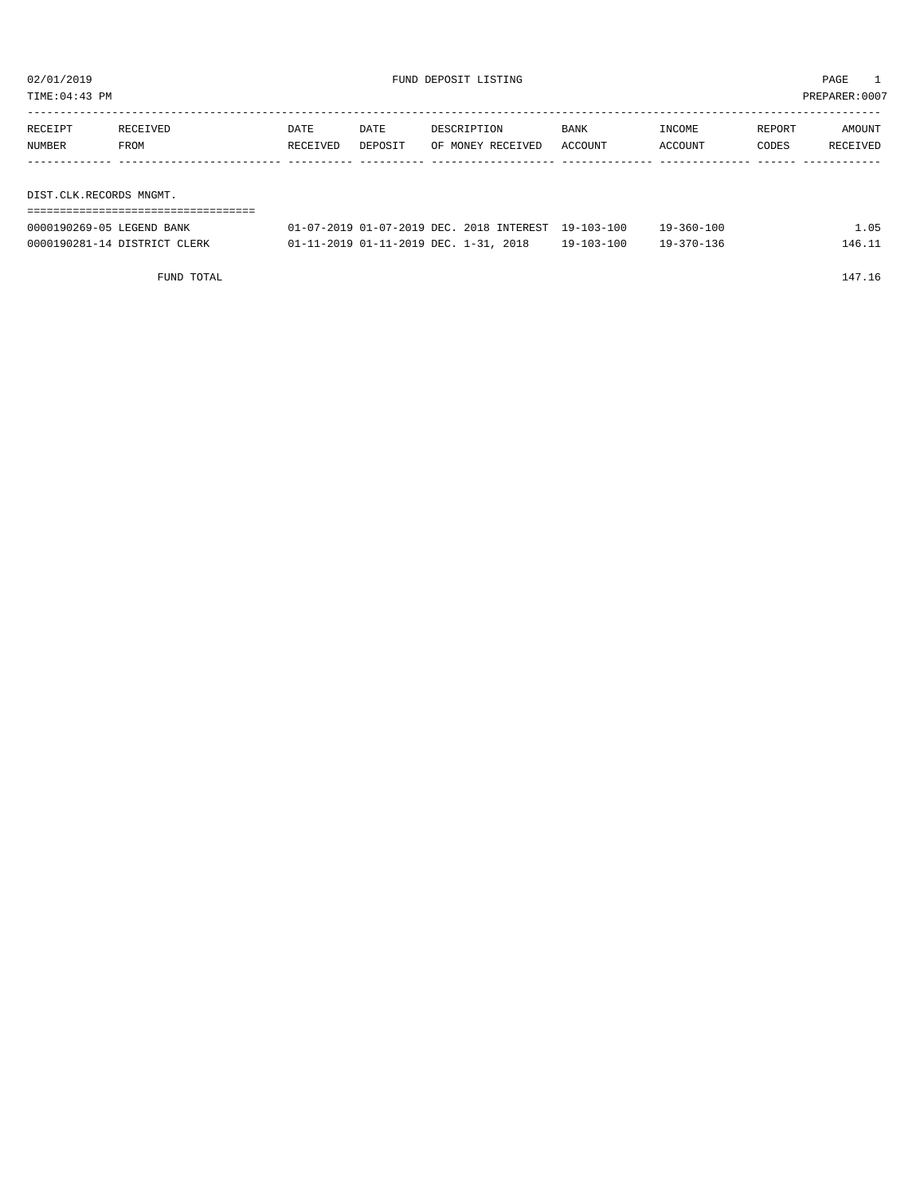02/01/2019 FUND DEPOSIT LISTING

TIME:04:43 PM PREPARER:0007

| RECEIPT NUMBER | RECEIVED FROM | DATE RECEIVED | DATE DEPOSIT | DESCRIPTION OF MONEY RECEIVED | BANK ACCOUNT | INCOME ACCOUNT | REPORT CODES | AMOUNT RECEIVED |
|---|---|---|---|---|---|---|---|---|
| **DIST.CLK.RECORDS MNGMT.** | | | | | | | | |
| 0000190269-05 | LEGEND BANK | 01-07-2019 | 01-07-2019 | DEC. 2018 INTEREST | 19-103-100 | 19-360-100 | | 1.05 |
| 0000190281-14 | DISTRICT CLERK | 01-11-2019 | 01-11-2019 | DEC. 1-31, 2018 | 19-103-100 | 19-370-136 | | 146.11 |
| | FUND TOTAL | | | | | | | 147.16 |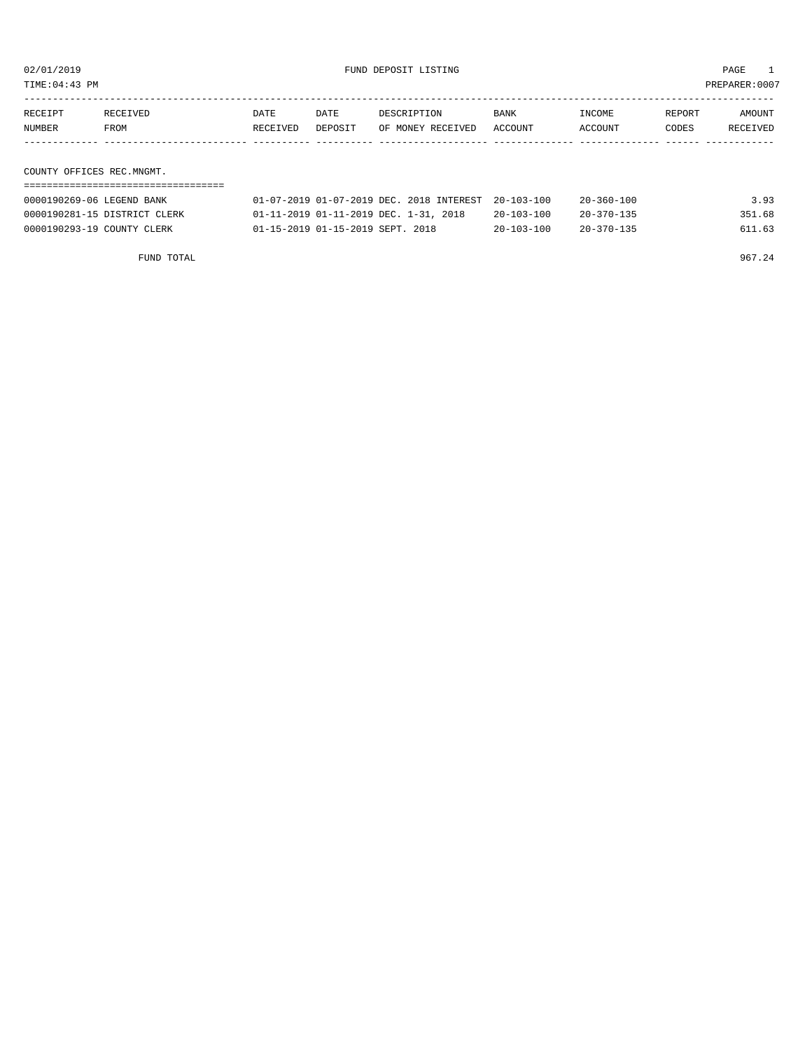02/01/2019 FUND DEPOSIT LISTING

TIME:04:43 PM PREPARER:0007

| RECEIPT NUMBER | RECEIVED FROM | DATE RECEIVED | DATE DEPOSIT | DESCRIPTION OF MONEY RECEIVED | BANK ACCOUNT | INCOME ACCOUNT | REPORT CODES | AMOUNT RECEIVED |
|---|---|---|---|---|---|---|---|---|
| **COUNTY OFFICES REC.MNGMT.** | | | | | | | | |
| 0000190269-06 | LEGEND BANK | 01-07-2019 | 01-07-2019 | DEC. 2018 INTEREST | 20-103-100 | 20-360-100 | | 3.93 |
| 0000190281-15 | DISTRICT CLERK | 01-11-2019 | 01-11-2019 | DEC. 1-31, 2018 | 20-103-100 | 20-370-135 | | 351.68 |
| 0000190293-19 | COUNTY CLERK | 01-15-2019 | 01-15-2019 | SEPT. 2018 | 20-103-100 | 20-370-135 | | 611.63 |
| | FUND TOTAL | | | | | | | 967.24 |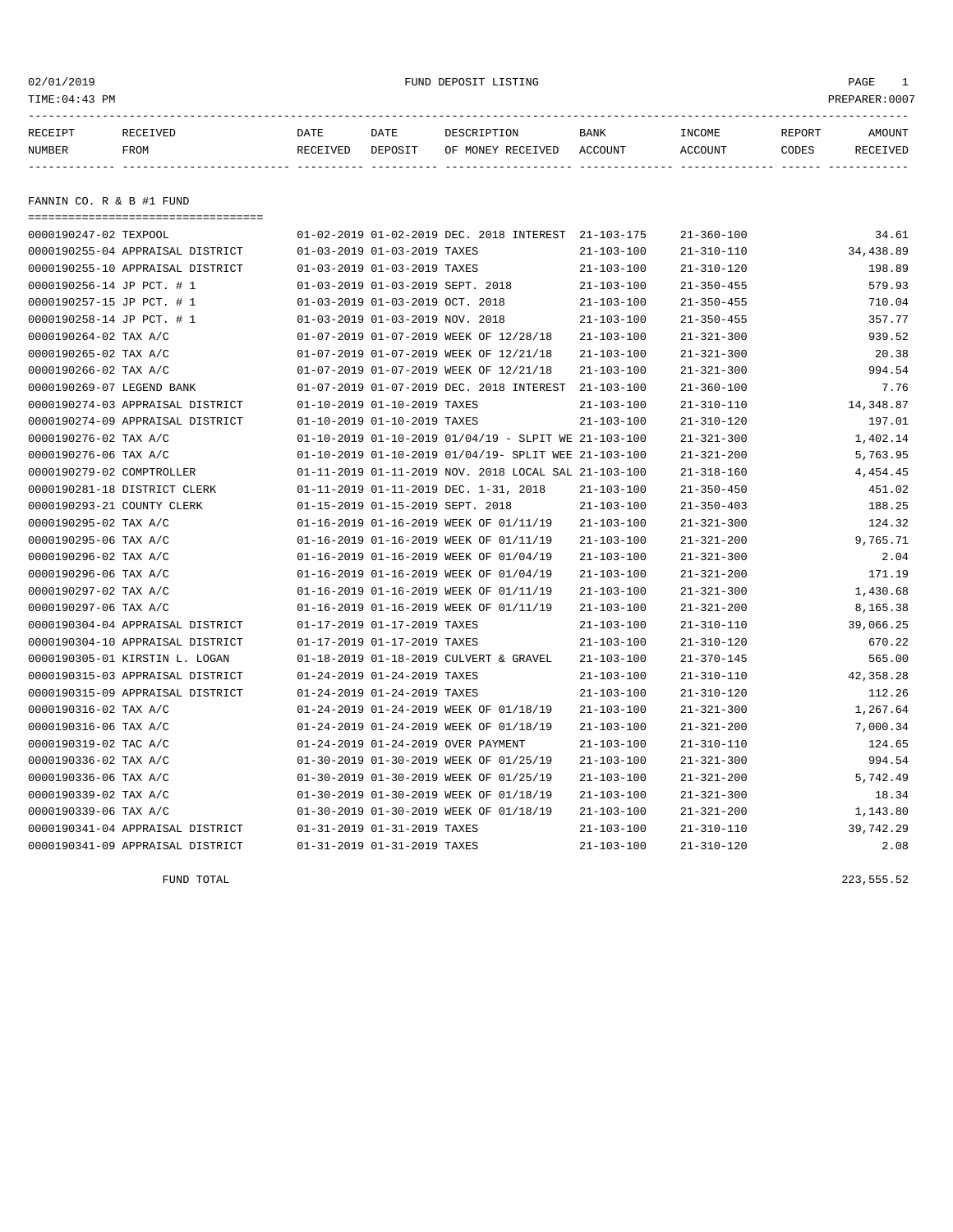02/01/2019 FUND DEPOSIT LISTING PAGE 1

TIME:04:43 PM PREPARER:0007

## FANNIN CO. R & B #1 FUND

| RECEIPT NUMBER | RECEIVED FROM | DATE RECEIVED | DATE DEPOSIT | DESCRIPTION OF MONEY RECEIVED | BANK ACCOUNT | INCOME ACCOUNT | REPORT CODES | AMOUNT RECEIVED |
|---|---|---|---|---|---|---|---|---|
| 0000190247-02 | TEXPOOL | 01-02-2019 | 01-02-2019 | DEC. 2018 INTEREST | 21-103-175 | 21-360-100 | | 34.61 |
| 0000190255-04 | APPRAISAL DISTRICT | 01-03-2019 | 01-03-2019 | TAXES | 21-103-100 | 21-310-110 | | 34,438.89 |
| 0000190255-10 | APPRAISAL DISTRICT | 01-03-2019 | 01-03-2019 | TAXES | 21-103-100 | 21-310-120 | | 198.89 |
| 0000190256-14 | JP PCT. # 1 | 01-03-2019 | 01-03-2019 | SEPT. 2018 | 21-103-100 | 21-350-455 | | 579.93 |
| 0000190257-15 | JP PCT. # 1 | 01-03-2019 | 01-03-2019 | OCT. 2018 | 21-103-100 | 21-350-455 | | 710.04 |
| 0000190258-14 | JP PCT. # 1 | 01-03-2019 | 01-03-2019 | NOV. 2018 | 21-103-100 | 21-350-455 | | 357.77 |
| 0000190264-02 | TAX A/C | 01-07-2019 | 01-07-2019 | WEEK OF 12/28/18 | 21-103-100 | 21-321-300 | | 939.52 |
| 0000190265-02 | TAX A/C | 01-07-2019 | 01-07-2019 | WEEK OF 12/21/18 | 21-103-100 | 21-321-300 | | 20.38 |
| 0000190266-02 | TAX A/C | 01-07-2019 | 01-07-2019 | WEEK OF 12/21/18 | 21-103-100 | 21-321-300 | | 994.54 |
| 0000190269-07 | LEGEND BANK | 01-07-2019 | 01-07-2019 | DEC. 2018 INTEREST | 21-103-100 | 21-360-100 | | 7.76 |
| 0000190274-03 | APPRAISAL DISTRICT | 01-10-2019 | 01-10-2019 | TAXES | 21-103-100 | 21-310-110 | | 14,348.87 |
| 0000190274-09 | APPRAISAL DISTRICT | 01-10-2019 | 01-10-2019 | TAXES | 21-103-100 | 21-310-120 | | 197.01 |
| 0000190276-02 | TAX A/C | 01-10-2019 | 01-10-2019 | 01/04/19 - SLPIT WE | 21-103-100 | 21-321-300 | | 1,402.14 |
| 0000190276-06 | TAX A/C | 01-10-2019 | 01-10-2019 | 01/04/19- SPLIT WEE | 21-103-100 | 21-321-200 | | 5,763.95 |
| 0000190279-02 | COMPTROLLER | 01-11-2019 | 01-11-2019 | NOV. 2018 LOCAL SAL | 21-103-100 | 21-318-160 | | 4,454.45 |
| 0000190281-18 | DISTRICT CLERK | 01-11-2019 | 01-11-2019 | DEC. 1-31, 2018 | 21-103-100 | 21-350-450 | | 451.02 |
| 0000190293-21 | COUNTY CLERK | 01-15-2019 | 01-15-2019 | SEPT. 2018 | 21-103-100 | 21-350-403 | | 188.25 |
| 0000190295-02 | TAX A/C | 01-16-2019 | 01-16-2019 | WEEK OF 01/11/19 | 21-103-100 | 21-321-300 | | 124.32 |
| 0000190295-06 | TAX A/C | 01-16-2019 | 01-16-2019 | WEEK OF 01/11/19 | 21-103-100 | 21-321-200 | | 9,765.71 |
| 0000190296-02 | TAX A/C | 01-16-2019 | 01-16-2019 | WEEK OF 01/04/19 | 21-103-100 | 21-321-300 | | 2.04 |
| 0000190296-06 | TAX A/C | 01-16-2019 | 01-16-2019 | WEEK OF 01/04/19 | 21-103-100 | 21-321-200 | | 171.19 |
| 0000190297-02 | TAX A/C | 01-16-2019 | 01-16-2019 | WEEK OF 01/11/19 | 21-103-100 | 21-321-300 | | 1,430.68 |
| 0000190297-06 | TAX A/C | 01-16-2019 | 01-16-2019 | WEEK OF 01/11/19 | 21-103-100 | 21-321-200 | | 8,165.38 |
| 0000190304-04 | APPRAISAL DISTRICT | 01-17-2019 | 01-17-2019 | TAXES | 21-103-100 | 21-310-110 | | 39,066.25 |
| 0000190304-10 | APPRAISAL DISTRICT | 01-17-2019 | 01-17-2019 | TAXES | 21-103-100 | 21-310-120 | | 670.22 |
| 0000190305-01 | KIRSTIN L. LOGAN | 01-18-2019 | 01-18-2019 | CULVERT & GRAVEL | 21-103-100 | 21-370-145 | | 565.00 |
| 0000190315-03 | APPRAISAL DISTRICT | 01-24-2019 | 01-24-2019 | TAXES | 21-103-100 | 21-310-110 | | 42,358.28 |
| 0000190315-09 | APPRAISAL DISTRICT | 01-24-2019 | 01-24-2019 | TAXES | 21-103-100 | 21-310-120 | | 112.26 |
| 0000190316-02 | TAX A/C | 01-24-2019 | 01-24-2019 | WEEK OF 01/18/19 | 21-103-100 | 21-321-300 | | 1,267.64 |
| 0000190316-06 | TAX A/C | 01-24-2019 | 01-24-2019 | WEEK OF 01/18/19 | 21-103-100 | 21-321-200 | | 7,000.34 |
| 0000190319-02 | TAC A/C | 01-24-2019 | 01-24-2019 | OVER PAYMENT | 21-103-100 | 21-310-110 | | 124.65 |
| 0000190336-02 | TAX A/C | 01-30-2019 | 01-30-2019 | WEEK OF 01/25/19 | 21-103-100 | 21-321-300 | | 994.54 |
| 0000190336-06 | TAX A/C | 01-30-2019 | 01-30-2019 | WEEK OF 01/25/19 | 21-103-100 | 21-321-200 | | 5,742.49 |
| 0000190339-02 | TAX A/C | 01-30-2019 | 01-30-2019 | WEEK OF 01/18/19 | 21-103-100 | 21-321-300 | | 18.34 |
| 0000190339-06 | TAX A/C | 01-30-2019 | 01-30-2019 | WEEK OF 01/18/19 | 21-103-100 | 21-321-200 | | 1,143.80 |
| 0000190341-04 | APPRAISAL DISTRICT | 01-31-2019 | 01-31-2019 | TAXES | 21-103-100 | 21-310-110 | | 39,742.29 |
| 0000190341-09 | APPRAISAL DISTRICT | 01-31-2019 | 01-31-2019 | TAXES | 21-103-100 | 21-310-120 | | 2.08 |
| | FUND TOTAL | | | | | | | 223,555.52 |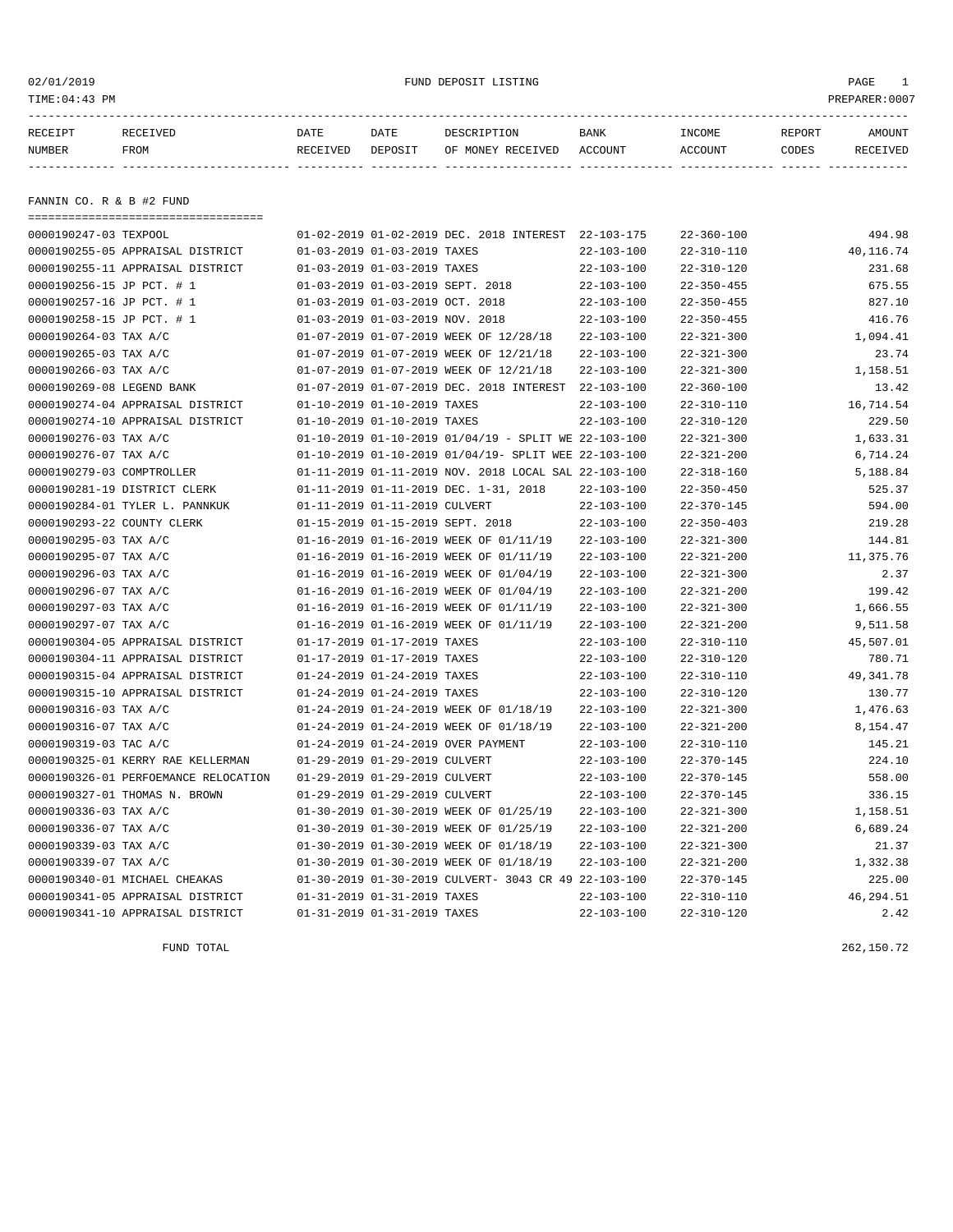02/01/2019 FUND DEPOSIT LISTING

TIME:04:43 PM PREPARER:0007

| RECEIPT NUMBER | RECEIVED FROM | DATE RECEIVED | DATE DEPOSIT | DESCRIPTION OF MONEY RECEIVED | BANK ACCOUNT | INCOME ACCOUNT | REPORT CODES | AMOUNT RECEIVED |
|---|---|---|---|---|---|---|---|---|

## FANNIN CO. R & B #2 FUND

| RECEIPT NUMBER | RECEIVED FROM | DATE RECEIVED | DATE DEPOSIT | DESCRIPTION OF MONEY RECEIVED | BANK ACCOUNT | INCOME ACCOUNT | REPORT CODES | AMOUNT RECEIVED |
|---|---|---|---|---|---|---|---|---|
| 0000190247-03 | TEXPOOL | 01-02-2019 | 01-02-2019 | DEC. 2018 INTEREST | 22-103-175 | 22-360-100 | | 494.98 |
| 0000190255-05 | APPRAISAL DISTRICT | 01-03-2019 | 01-03-2019 | TAXES | 22-103-100 | 22-310-110 | | 40,116.74 |
| 0000190255-11 | APPRAISAL DISTRICT | 01-03-2019 | 01-03-2019 | TAXES | 22-103-100 | 22-310-120 | | 231.68 |
| 0000190256-15 | JP PCT. # 1 | 01-03-2019 | 01-03-2019 | SEPT. 2018 | 22-103-100 | 22-350-455 | | 675.55 |
| 0000190257-16 | JP PCT. # 1 | 01-03-2019 | 01-03-2019 | OCT. 2018 | 22-103-100 | 22-350-455 | | 827.10 |
| 0000190258-15 | JP PCT. # 1 | 01-03-2019 | 01-03-2019 | NOV. 2018 | 22-103-100 | 22-350-455 | | 416.76 |
| 0000190264-03 | TAX A/C | 01-07-2019 | 01-07-2019 | WEEK OF 12/28/18 | 22-103-100 | 22-321-300 | | 1,094.41 |
| 0000190265-03 | TAX A/C | 01-07-2019 | 01-07-2019 | WEEK OF 12/21/18 | 22-103-100 | 22-321-300 | | 23.74 |
| 0000190266-03 | TAX A/C | 01-07-2019 | 01-07-2019 | WEEK OF 12/21/18 | 22-103-100 | 22-321-300 | | 1,158.51 |
| 0000190269-08 | LEGEND BANK | 01-07-2019 | 01-07-2019 | DEC. 2018 INTEREST | 22-103-100 | 22-360-100 | | 13.42 |
| 0000190274-04 | APPRAISAL DISTRICT | 01-10-2019 | 01-10-2019 | TAXES | 22-103-100 | 22-310-110 | | 16,714.54 |
| 0000190274-10 | APPRAISAL DISTRICT | 01-10-2019 | 01-10-2019 | TAXES | 22-103-100 | 22-310-120 | | 229.50 |
| 0000190276-03 | TAX A/C | 01-10-2019 | 01-10-2019 | 01/04/19 - SPLIT WE | 22-103-100 | 22-321-300 | | 1,633.31 |
| 0000190276-07 | TAX A/C | 01-10-2019 | 01-10-2019 | 01/04/19- SPLIT WEE | 22-103-100 | 22-321-200 | | 6,714.24 |
| 0000190279-03 | COMPTROLLER | 01-11-2019 | 01-11-2019 | NOV. 2018 LOCAL SAL | 22-103-100 | 22-318-160 | | 5,188.84 |
| 0000190281-19 | DISTRICT CLERK | 01-11-2019 | 01-11-2019 | DEC. 1-31, 2018 | 22-103-100 | 22-350-450 | | 525.37 |
| 0000190284-01 | TYLER L. PANNKUK | 01-11-2019 | 01-11-2019 | CULVERT | 22-103-100 | 22-370-145 | | 594.00 |
| 0000190293-22 | COUNTY CLERK | 01-15-2019 | 01-15-2019 | SEPT. 2018 | 22-103-100 | 22-350-403 | | 219.28 |
| 0000190295-03 | TAX A/C | 01-16-2019 | 01-16-2019 | WEEK OF 01/11/19 | 22-103-100 | 22-321-300 | | 144.81 |
| 0000190295-07 | TAX A/C | 01-16-2019 | 01-16-2019 | WEEK OF 01/11/19 | 22-103-100 | 22-321-200 | | 11,375.76 |
| 0000190296-03 | TAX A/C | 01-16-2019 | 01-16-2019 | WEEK OF 01/04/19 | 22-103-100 | 22-321-300 | | 2.37 |
| 0000190296-07 | TAX A/C | 01-16-2019 | 01-16-2019 | WEEK OF 01/04/19 | 22-103-100 | 22-321-200 | | 199.42 |
| 0000190297-03 | TAX A/C | 01-16-2019 | 01-16-2019 | WEEK OF 01/11/19 | 22-103-100 | 22-321-300 | | 1,666.55 |
| 0000190297-07 | TAX A/C | 01-16-2019 | 01-16-2019 | WEEK OF 01/11/19 | 22-103-100 | 22-321-200 | | 9,511.58 |
| 0000190304-05 | APPRAISAL DISTRICT | 01-17-2019 | 01-17-2019 | TAXES | 22-103-100 | 22-310-110 | | 45,507.01 |
| 0000190304-11 | APPRAISAL DISTRICT | 01-17-2019 | 01-17-2019 | TAXES | 22-103-100 | 22-310-120 | | 780.71 |
| 0000190315-04 | APPRAISAL DISTRICT | 01-24-2019 | 01-24-2019 | TAXES | 22-103-100 | 22-310-110 | | 49,341.78 |
| 0000190315-10 | APPRAISAL DISTRICT | 01-24-2019 | 01-24-2019 | TAXES | 22-103-100 | 22-310-120 | | 130.77 |
| 0000190316-03 | TAX A/C | 01-24-2019 | 01-24-2019 | WEEK OF 01/18/19 | 22-103-100 | 22-321-300 | | 1,476.63 |
| 0000190316-07 | TAX A/C | 01-24-2019 | 01-24-2019 | WEEK OF 01/18/19 | 22-103-100 | 22-321-200 | | 8,154.47 |
| 0000190319-03 | TAC A/C | 01-24-2019 | 01-24-2019 | OVER PAYMENT | 22-103-100 | 22-310-110 | | 145.21 |
| 0000190325-01 | KERRY RAE KELLERMAN | 01-29-2019 | 01-29-2019 | CULVERT | 22-103-100 | 22-370-145 | | 224.10 |
| 0000190326-01 | PERFOEMANCE RELOCATION | 01-29-2019 | 01-29-2019 | CULVERT | 22-103-100 | 22-370-145 | | 558.00 |
| 0000190327-01 | THOMAS N. BROWN | 01-29-2019 | 01-29-2019 | CULVERT | 22-103-100 | 22-370-145 | | 336.15 |
| 0000190336-03 | TAX A/C | 01-30-2019 | 01-30-2019 | WEEK OF 01/25/19 | 22-103-100 | 22-321-300 | | 1,158.51 |
| 0000190336-07 | TAX A/C | 01-30-2019 | 01-30-2019 | WEEK OF 01/25/19 | 22-103-100 | 22-321-200 | | 6,689.24 |
| 0000190339-03 | TAX A/C | 01-30-2019 | 01-30-2019 | WEEK OF 01/18/19 | 22-103-100 | 22-321-300 | | 21.37 |
| 0000190339-07 | TAX A/C | 01-30-2019 | 01-30-2019 | WEEK OF 01/18/19 | 22-103-100 | 22-321-200 | | 1,332.38 |
| 0000190340-01 | MICHAEL CHEAKAS | 01-30-2019 | 01-30-2019 | CULVERT- 3043 CR 49 | 22-103-100 | 22-370-145 | | 225.00 |
| 0000190341-05 | APPRAISAL DISTRICT | 01-31-2019 | 01-31-2019 | TAXES | 22-103-100 | 22-310-110 | | 46,294.51 |
| 0000190341-10 | APPRAISAL DISTRICT | 01-31-2019 | 01-31-2019 | TAXES | 22-103-100 | 22-310-120 | | 2.42 |
| | FUND TOTAL | | | | | | | 262,150.72 |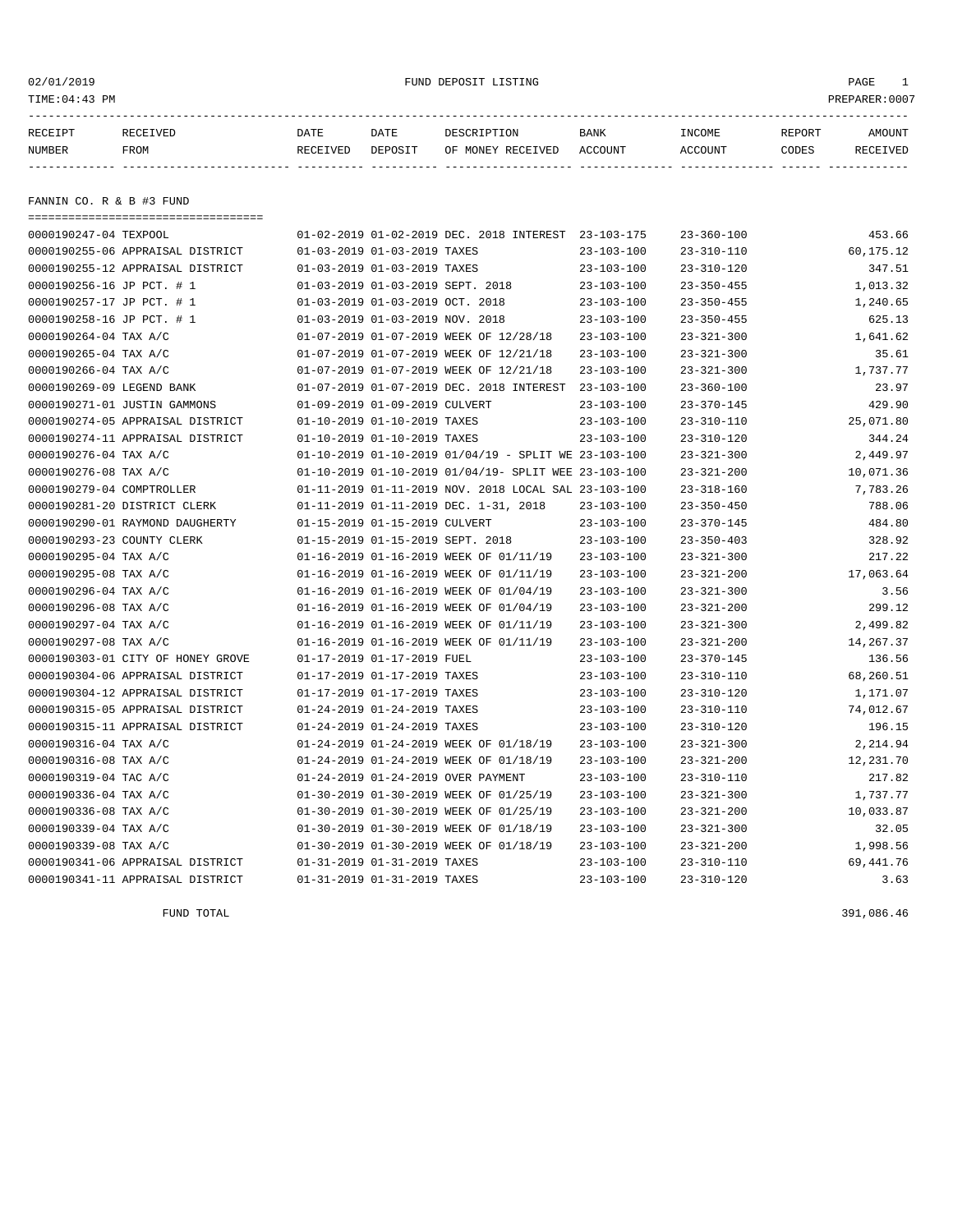02/01/2019 FUND DEPOSIT LISTING

TIME:04:43 PM PREPARER:0007

## FANNIN CO. R & B #3 FUND

| RECEIPT NUMBER | RECEIVED FROM | DATE RECEIVED | DATE DEPOSIT | DESCRIPTION OF MONEY RECEIVED | BANK ACCOUNT | INCOME ACCOUNT | REPORT CODES | AMOUNT RECEIVED |
|---|---|---|---|---|---|---|---|---|
| 0000190247-04 | TEXPOOL | 01-02-2019 | 01-02-2019 | DEC. 2018 INTEREST | 23-103-175 | 23-360-100 | | 453.66 |
| 0000190255-06 | APPRAISAL DISTRICT | 01-03-2019 | 01-03-2019 | TAXES | 23-103-100 | 23-310-110 | | 60,175.12 |
| 0000190255-12 | APPRAISAL DISTRICT | 01-03-2019 | 01-03-2019 | TAXES | 23-103-100 | 23-310-120 | | 347.51 |
| 0000190256-16 | JP PCT. # 1 | 01-03-2019 | 01-03-2019 | SEPT. 2018 | 23-103-100 | 23-350-455 | | 1,013.32 |
| 0000190257-17 | JP PCT. # 1 | 01-03-2019 | 01-03-2019 | OCT. 2018 | 23-103-100 | 23-350-455 | | 1,240.65 |
| 0000190258-16 | JP PCT. # 1 | 01-03-2019 | 01-03-2019 | NOV. 2018 | 23-103-100 | 23-350-455 | | 625.13 |
| 0000190264-04 | TAX A/C | 01-07-2019 | 01-07-2019 | WEEK OF 12/28/18 | 23-103-100 | 23-321-300 | | 1,641.62 |
| 0000190265-04 | TAX A/C | 01-07-2019 | 01-07-2019 | WEEK OF 12/21/18 | 23-103-100 | 23-321-300 | | 35.61 |
| 0000190266-04 | TAX A/C | 01-07-2019 | 01-07-2019 | WEEK OF 12/21/18 | 23-103-100 | 23-321-300 | | 1,737.77 |
| 0000190269-09 | LEGEND BANK | 01-07-2019 | 01-07-2019 | DEC. 2018 INTEREST | 23-103-100 | 23-360-100 | | 23.97 |
| 0000190271-01 | JUSTIN GAMMONS | 01-09-2019 | 01-09-2019 | CULVERT | 23-103-100 | 23-370-145 | | 429.90 |
| 0000190274-05 | APPRAISAL DISTRICT | 01-10-2019 | 01-10-2019 | TAXES | 23-103-100 | 23-310-110 | | 25,071.80 |
| 0000190274-11 | APPRAISAL DISTRICT | 01-10-2019 | 01-10-2019 | TAXES | 23-103-100 | 23-310-120 | | 344.24 |
| 0000190276-04 | TAX A/C | 01-10-2019 | 01-10-2019 | 01/04/19 - SPLIT WE | 23-103-100 | 23-321-300 | | 2,449.97 |
| 0000190276-08 | TAX A/C | 01-10-2019 | 01-10-2019 | 01/04/19- SPLIT WEE | 23-103-100 | 23-321-200 | | 10,071.36 |
| 0000190279-04 | COMPTROLLER | 01-11-2019 | 01-11-2019 | NOV. 2018 LOCAL SAL | 23-103-100 | 23-318-160 | | 7,783.26 |
| 0000190281-20 | DISTRICT CLERK | 01-11-2019 | 01-11-2019 | DEC. 1-31, 2018 | 23-103-100 | 23-350-450 | | 788.06 |
| 0000190290-01 | RAYMOND DAUGHERTY | 01-15-2019 | 01-15-2019 | CULVERT | 23-103-100 | 23-370-145 | | 484.80 |
| 0000190293-23 | COUNTY CLERK | 01-15-2019 | 01-15-2019 | SEPT. 2018 | 23-103-100 | 23-350-403 | | 328.92 |
| 0000190295-04 | TAX A/C | 01-16-2019 | 01-16-2019 | WEEK OF 01/11/19 | 23-103-100 | 23-321-300 | | 217.22 |
| 0000190295-08 | TAX A/C | 01-16-2019 | 01-16-2019 | WEEK OF 01/11/19 | 23-103-100 | 23-321-200 | | 17,063.64 |
| 0000190296-04 | TAX A/C | 01-16-2019 | 01-16-2019 | WEEK OF 01/04/19 | 23-103-100 | 23-321-300 | | 3.56 |
| 0000190296-08 | TAX A/C | 01-16-2019 | 01-16-2019 | WEEK OF 01/04/19 | 23-103-100 | 23-321-200 | | 299.12 |
| 0000190297-04 | TAX A/C | 01-16-2019 | 01-16-2019 | WEEK OF 01/11/19 | 23-103-100 | 23-321-300 | | 2,499.82 |
| 0000190297-08 | TAX A/C | 01-16-2019 | 01-16-2019 | WEEK OF 01/11/19 | 23-103-100 | 23-321-200 | | 14,267.37 |
| 0000190303-01 | CITY OF HONEY GROVE | 01-17-2019 | 01-17-2019 | FUEL | 23-103-100 | 23-370-145 | | 136.56 |
| 0000190304-06 | APPRAISAL DISTRICT | 01-17-2019 | 01-17-2019 | TAXES | 23-103-100 | 23-310-110 | | 68,260.51 |
| 0000190304-12 | APPRAISAL DISTRICT | 01-17-2019 | 01-17-2019 | TAXES | 23-103-100 | 23-310-120 | | 1,171.07 |
| 0000190315-05 | APPRAISAL DISTRICT | 01-24-2019 | 01-24-2019 | TAXES | 23-103-100 | 23-310-110 | | 74,012.67 |
| 0000190315-11 | APPRAISAL DISTRICT | 01-24-2019 | 01-24-2019 | TAXES | 23-103-100 | 23-310-120 | | 196.15 |
| 0000190316-04 | TAX A/C | 01-24-2019 | 01-24-2019 | WEEK OF 01/18/19 | 23-103-100 | 23-321-300 | | 2,214.94 |
| 0000190316-08 | TAX A/C | 01-24-2019 | 01-24-2019 | WEEK OF 01/18/19 | 23-103-100 | 23-321-200 | | 12,231.70 |
| 0000190319-04 | TAC A/C | 01-24-2019 | 01-24-2019 | OVER PAYMENT | 23-103-100 | 23-310-110 | | 217.82 |
| 0000190336-04 | TAX A/C | 01-30-2019 | 01-30-2019 | WEEK OF 01/25/19 | 23-103-100 | 23-321-300 | | 1,737.77 |
| 0000190336-08 | TAX A/C | 01-30-2019 | 01-30-2019 | WEEK OF 01/25/19 | 23-103-100 | 23-321-200 | | 10,033.87 |
| 0000190339-04 | TAX A/C | 01-30-2019 | 01-30-2019 | WEEK OF 01/18/19 | 23-103-100 | 23-321-300 | | 32.05 |
| 0000190339-08 | TAX A/C | 01-30-2019 | 01-30-2019 | WEEK OF 01/18/19 | 23-103-100 | 23-321-200 | | 1,998.56 |
| 0000190341-06 | APPRAISAL DISTRICT | 01-31-2019 | 01-31-2019 | TAXES | 23-103-100 | 23-310-110 | | 69,441.76 |
| 0000190341-11 | APPRAISAL DISTRICT | 01-31-2019 | 01-31-2019 | TAXES | 23-103-100 | 23-310-120 | | 3.63 |
| | FUND TOTAL | | | | | | | 391,086.46 |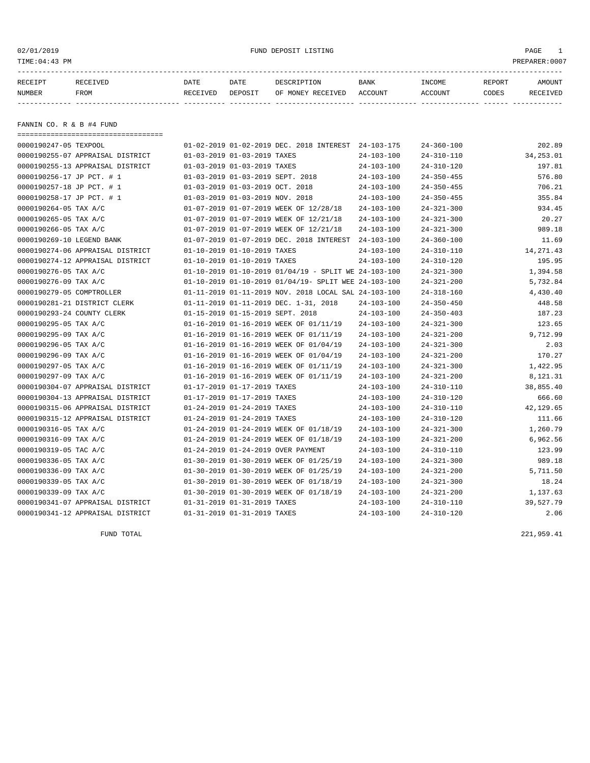02/01/2019 FUND DEPOSIT LISTING

TIME:04:43 PM PREPARER:0007

| RECEIPT NUMBER | RECEIVED FROM | DATE RECEIVED | DATE DEPOSIT | DESCRIPTION OF MONEY RECEIVED | BANK ACCOUNT | INCOME ACCOUNT | REPORT CODES | AMOUNT RECEIVED |
|---|---|---|---|---|---|---|---|---|
| **FANNIN CO. R & B #4 FUND** | | | | | | | | |
| 0000190247-05 | TEXPOOL | 01-02-2019 | 01-02-2019 | DEC. 2018 INTEREST | 24-103-175 | 24-360-100 | | 202.89 |
| 0000190255-07 | APPRAISAL DISTRICT | 01-03-2019 | 01-03-2019 | TAXES | 24-103-100 | 24-310-110 | | 34,253.01 |
| 0000190255-13 | APPRAISAL DISTRICT | 01-03-2019 | 01-03-2019 | TAXES | 24-103-100 | 24-310-120 | | 197.81 |
| 0000190256-17 | JP PCT. # 1 | 01-03-2019 | 01-03-2019 | SEPT. 2018 | 24-103-100 | 24-350-455 | | 576.80 |
| 0000190257-18 | JP PCT. # 1 | 01-03-2019 | 01-03-2019 | OCT. 2018 | 24-103-100 | 24-350-455 | | 706.21 |
| 0000190258-17 | JP PCT. # 1 | 01-03-2019 | 01-03-2019 | NOV. 2018 | 24-103-100 | 24-350-455 | | 355.84 |
| 0000190264-05 | TAX A/C | 01-07-2019 | 01-07-2019 | WEEK OF 12/28/18 | 24-103-100 | 24-321-300 | | 934.45 |
| 0000190265-05 | TAX A/C | 01-07-2019 | 01-07-2019 | WEEK OF 12/21/18 | 24-103-100 | 24-321-300 | | 20.27 |
| 0000190266-05 | TAX A/C | 01-07-2019 | 01-07-2019 | WEEK OF 12/21/18 | 24-103-100 | 24-321-300 | | 989.18 |
| 0000190269-10 | LEGEND BANK | 01-07-2019 | 01-07-2019 | DEC. 2018 INTEREST | 24-103-100 | 24-360-100 | | 11.69 |
| 0000190274-06 | APPRAISAL DISTRICT | 01-10-2019 | 01-10-2019 | TAXES | 24-103-100 | 24-310-110 | | 14,271.43 |
| 0000190274-12 | APPRAISAL DISTRICT | 01-10-2019 | 01-10-2019 | TAXES | 24-103-100 | 24-310-120 | | 195.95 |
| 0000190276-05 | TAX A/C | 01-10-2019 | 01-10-2019 | 01/04/19 - SPLIT WE | 24-103-100 | 24-321-300 | | 1,394.58 |
| 0000190276-09 | TAX A/C | 01-10-2019 | 01-10-2019 | 01/04/19- SPLIT WEE | 24-103-100 | 24-321-200 | | 5,732.84 |
| 0000190279-05 | COMPTROLLER | 01-11-2019 | 01-11-2019 | NOV. 2018 LOCAL SAL | 24-103-100 | 24-318-160 | | 4,430.40 |
| 0000190281-21 | DISTRICT CLERK | 01-11-2019 | 01-11-2019 | DEC. 1-31, 2018 | 24-103-100 | 24-350-450 | | 448.58 |
| 0000190293-24 | COUNTY CLERK | 01-15-2019 | 01-15-2019 | SEPT. 2018 | 24-103-100 | 24-350-403 | | 187.23 |
| 0000190295-05 | TAX A/C | 01-16-2019 | 01-16-2019 | WEEK OF 01/11/19 | 24-103-100 | 24-321-300 | | 123.65 |
| 0000190295-09 | TAX A/C | 01-16-2019 | 01-16-2019 | WEEK OF 01/11/19 | 24-103-100 | 24-321-200 | | 9,712.99 |
| 0000190296-05 | TAX A/C | 01-16-2019 | 01-16-2019 | WEEK OF 01/04/19 | 24-103-100 | 24-321-300 | | 2.03 |
| 0000190296-09 | TAX A/C | 01-16-2019 | 01-16-2019 | WEEK OF 01/04/19 | 24-103-100 | 24-321-200 | | 170.27 |
| 0000190297-05 | TAX A/C | 01-16-2019 | 01-16-2019 | WEEK OF 01/11/19 | 24-103-100 | 24-321-300 | | 1,422.95 |
| 0000190297-09 | TAX A/C | 01-16-2019 | 01-16-2019 | WEEK OF 01/11/19 | 24-103-100 | 24-321-200 | | 8,121.31 |
| 0000190304-07 | APPRAISAL DISTRICT | 01-17-2019 | 01-17-2019 | TAXES | 24-103-100 | 24-310-110 | | 38,855.40 |
| 0000190304-13 | APPRAISAL DISTRICT | 01-17-2019 | 01-17-2019 | TAXES | 24-103-100 | 24-310-120 | | 666.60 |
| 0000190315-06 | APPRAISAL DISTRICT | 01-24-2019 | 01-24-2019 | TAXES | 24-103-100 | 24-310-110 | | 42,129.65 |
| 0000190315-12 | APPRAISAL DISTRICT | 01-24-2019 | 01-24-2019 | TAXES | 24-103-100 | 24-310-120 | | 111.66 |
| 0000190316-05 | TAX A/C | 01-24-2019 | 01-24-2019 | WEEK OF 01/18/19 | 24-103-100 | 24-321-300 | | 1,260.79 |
| 0000190316-09 | TAX A/C | 01-24-2019 | 01-24-2019 | WEEK OF 01/18/19 | 24-103-100 | 24-321-200 | | 6,962.56 |
| 0000190319-05 | TAC A/C | 01-24-2019 | 01-24-2019 | OVER PAYMENT | 24-103-100 | 24-310-110 | | 123.99 |
| 0000190336-05 | TAX A/C | 01-30-2019 | 01-30-2019 | WEEK OF 01/25/19 | 24-103-100 | 24-321-300 | | 989.18 |
| 0000190336-09 | TAX A/C | 01-30-2019 | 01-30-2019 | WEEK OF 01/25/19 | 24-103-100 | 24-321-200 | | 5,711.50 |
| 0000190339-05 | TAX A/C | 01-30-2019 | 01-30-2019 | WEEK OF 01/18/19 | 24-103-100 | 24-321-300 | | 18.24 |
| 0000190339-09 | TAX A/C | 01-30-2019 | 01-30-2019 | WEEK OF 01/18/19 | 24-103-100 | 24-321-200 | | 1,137.63 |
| 0000190341-07 | APPRAISAL DISTRICT | 01-31-2019 | 01-31-2019 | TAXES | 24-103-100 | 24-310-110 | | 39,527.79 |
| 0000190341-12 | APPRAISAL DISTRICT | 01-31-2019 | 01-31-2019 | TAXES | 24-103-100 | 24-310-120 | | 2.06 |
| | FUND TOTAL | | | | | | | 221,959.41 |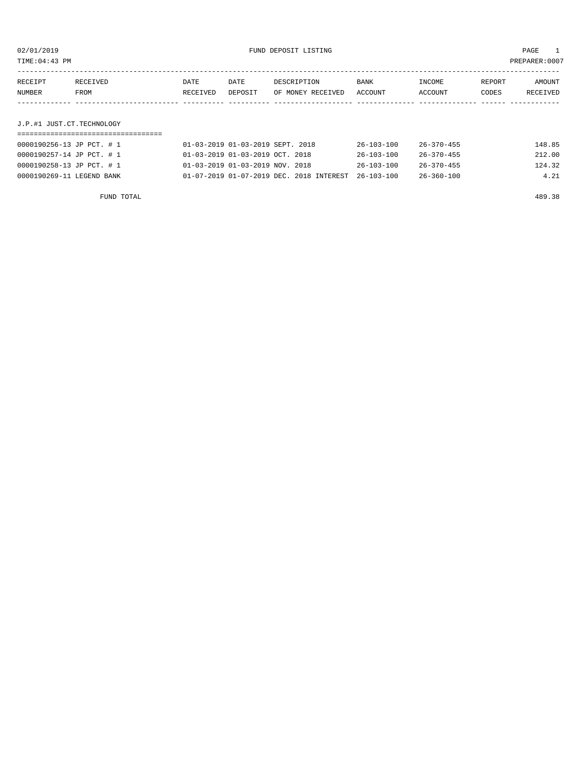# FUND DEPOSIT LISTING

02/01/2019
TIME:04:43 PM
PREPARER:0007

| RECEIPT NUMBER | RECEIVED FROM | DATE RECEIVED | DATE DEPOSIT | DESCRIPTION OF MONEY RECEIVED | BANK ACCOUNT | INCOME ACCOUNT | REPORT CODES | AMOUNT RECEIVED |
|---|---|---|---|---|---|---|---|---|

## J.P.#1 JUST.CT.TECHNOLOGY

| RECEIPT NUMBER | RECEIVED FROM | DATE RECEIVED | DATE DEPOSIT | DESCRIPTION OF MONEY RECEIVED | BANK ACCOUNT | INCOME ACCOUNT | REPORT CODES | AMOUNT RECEIVED |
|---|---|---|---|---|---|---|---|---|
| 0000190256-13 | JP PCT. # 1 | 01-03-2019 | 01-03-2019 | SEPT. 2018 | 26-103-100 | 26-370-455 | | 148.85 |
| 0000190257-14 | JP PCT. # 1 | 01-03-2019 | 01-03-2019 | OCT. 2018 | 26-103-100 | 26-370-455 | | 212.00 |
| 0000190258-13 | JP PCT. # 1 | 01-03-2019 | 01-03-2019 | NOV. 2018 | 26-103-100 | 26-370-455 | | 124.32 |
| 0000190269-11 | LEGEND BANK | 01-07-2019 | 01-07-2019 | DEC. 2018 INTEREST | 26-103-100 | 26-360-100 | | 4.21 |
| | FUND TOTAL | | | | | | | 489.38 |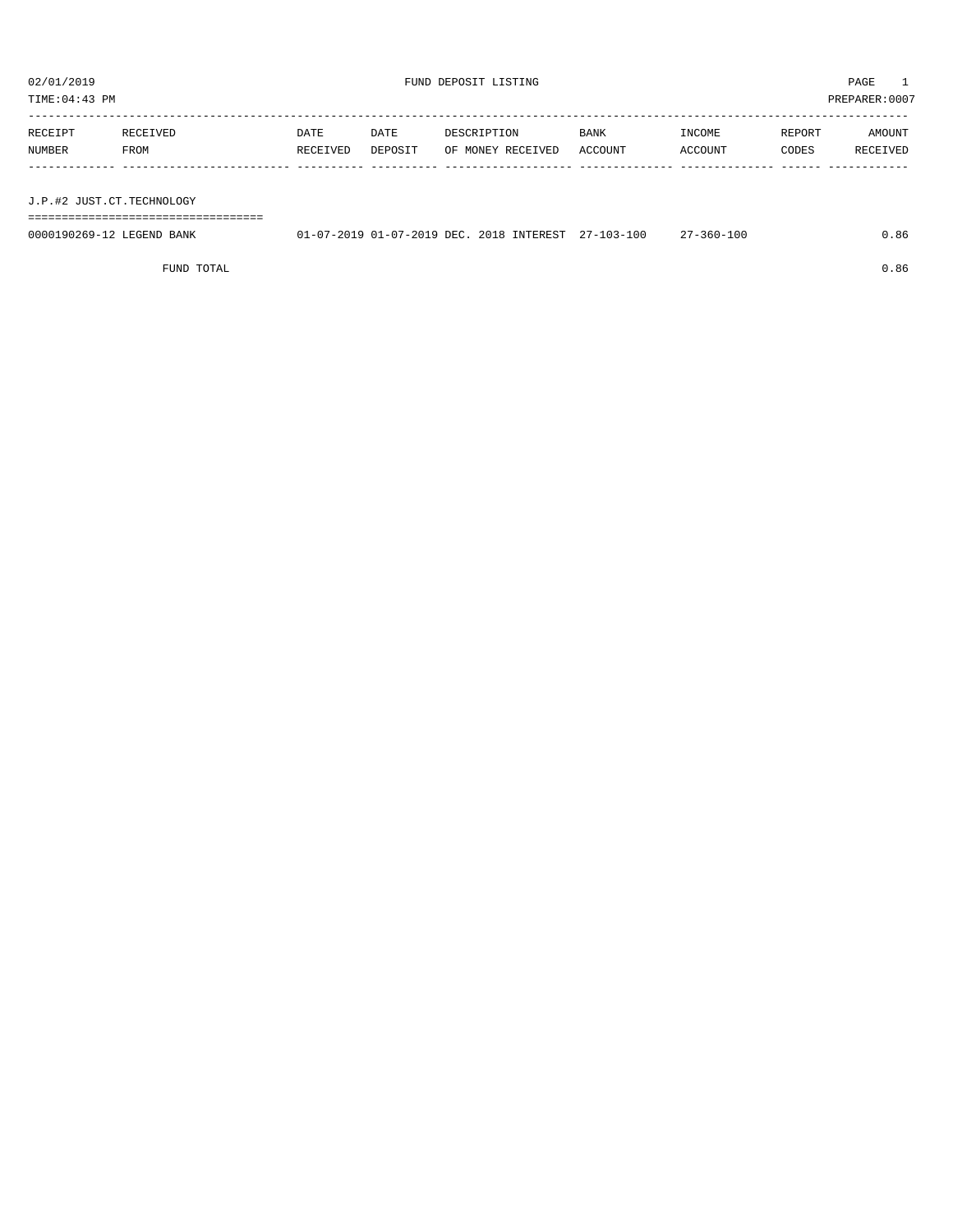02/01/2019 FUND DEPOSIT LISTING PAGE 1

TIME:04:43 PM PREPARER:0007

| RECEIPT NUMBER | RECEIVED FROM | DATE RECEIVED | DATE DEPOSIT | DESCRIPTION OF MONEY RECEIVED | BANK ACCOUNT | INCOME ACCOUNT | REPORT CODES | AMOUNT RECEIVED |
|---|---|---|---|---|---|---|---|---|
| **J.P.#2 JUST.CT.TECHNOLOGY** | | | | | | | | |
| 0000190269-12 | LEGEND BANK | 01-07-2019 | 01-07-2019 | DEC. 2018 INTEREST | 27-103-100 | 27-360-100 | | 0.86 |
| | FUND TOTAL | | | | | | | 0.86 |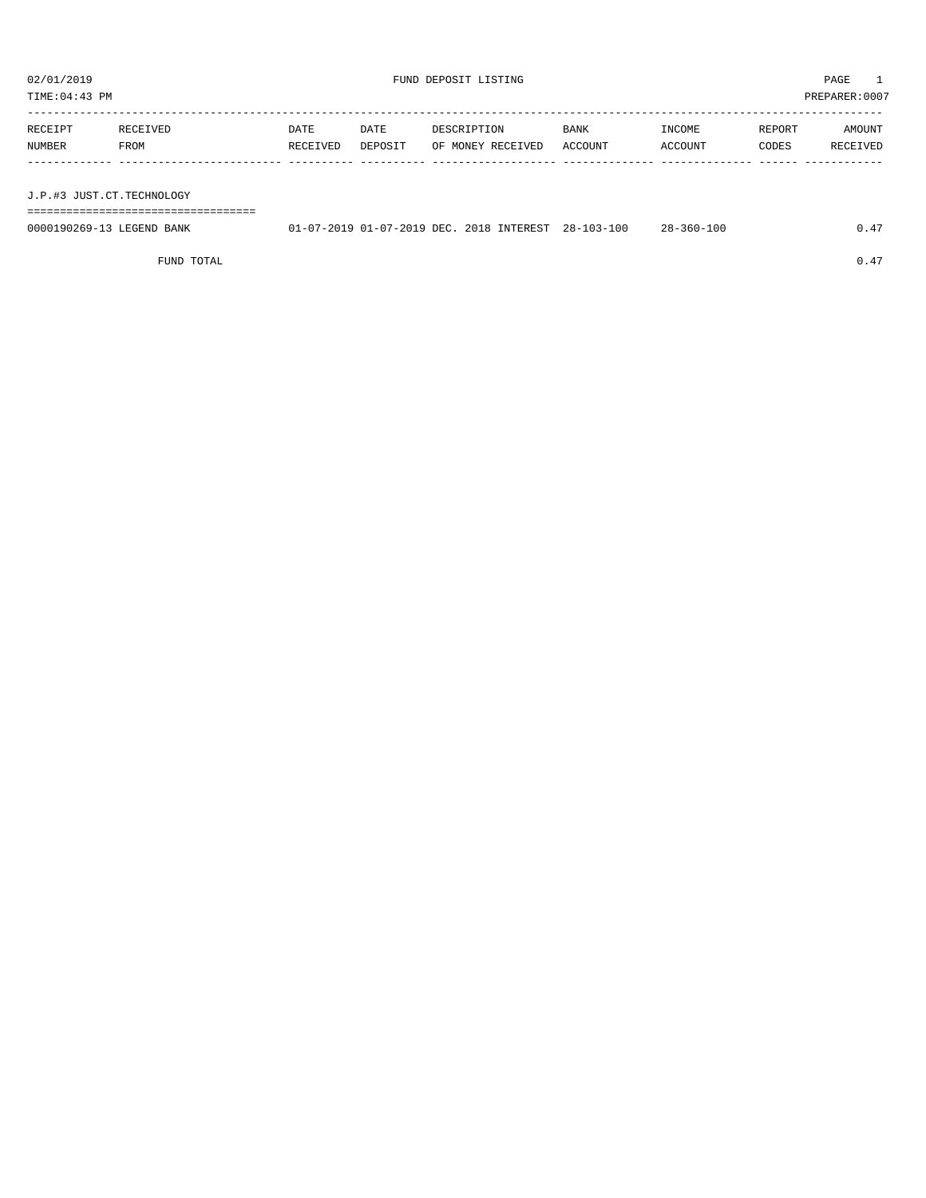FUND DEPOSIT LISTING

02/01/2019
TIME:04:43 PM
PREPARER:0007

| RECEIPT NUMBER | RECEIVED FROM | DATE RECEIVED | DATE DEPOSIT | DESCRIPTION OF MONEY RECEIVED | BANK ACCOUNT | INCOME ACCOUNT | REPORT CODES | AMOUNT RECEIVED |
|---|---|---|---|---|---|---|---|---|
| **J.P.#3 JUST.CT.TECHNOLOGY** | | | | | | | | |
| 0000190269-13 | LEGEND BANK | 01-07-2019 | 01-07-2019 | DEC. 2018 INTEREST | 28-103-100 | 28-360-100 | | 0.47 |
| | FUND TOTAL | | | | | | | 0.47 |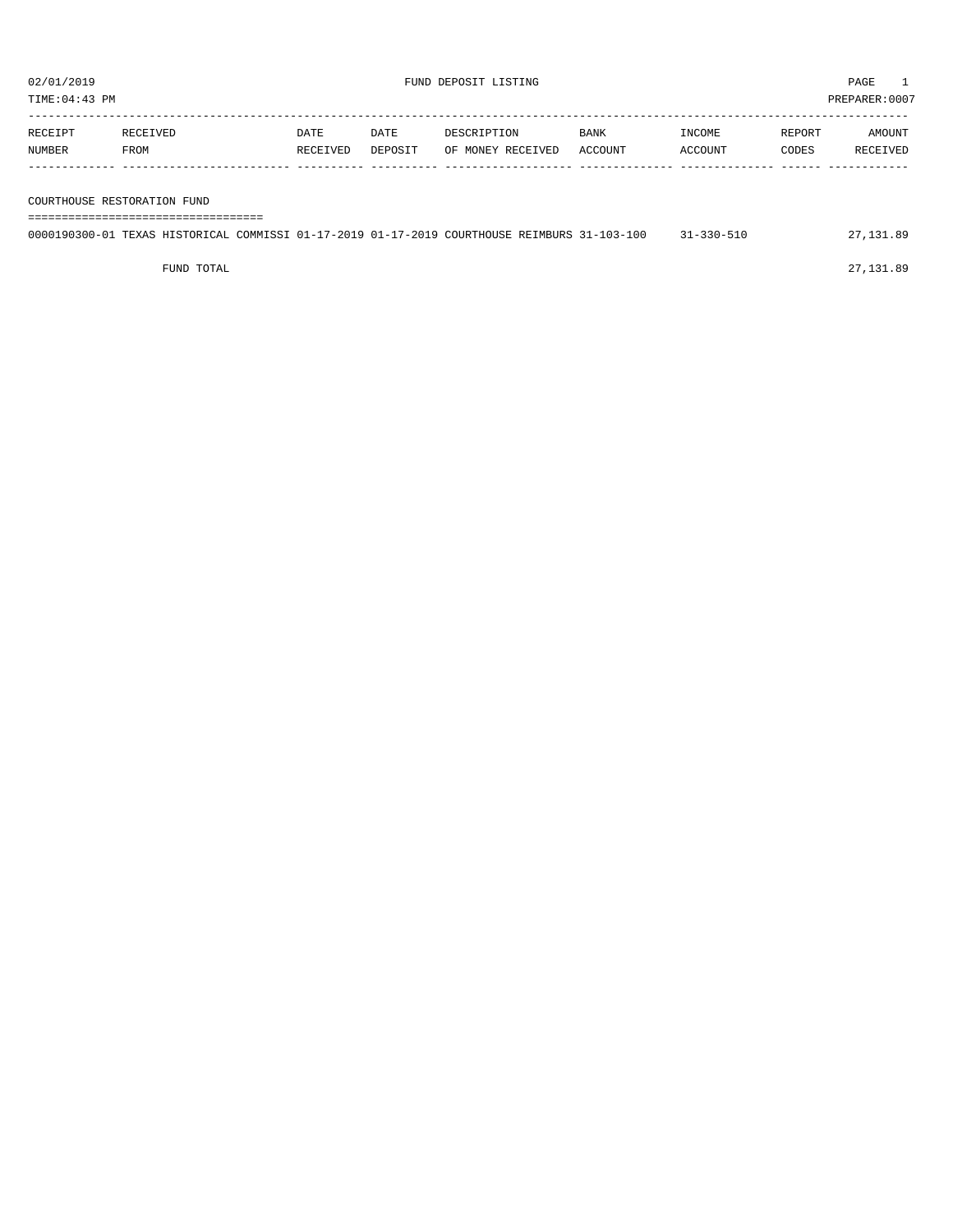02/01/2019 FUND DEPOSIT LISTING PAGE 1

TIME:04:43 PM PREPARER:0007

| RECEIPT NUMBER | RECEIVED FROM | DATE RECEIVED | DATE DEPOSIT | DESCRIPTION OF MONEY RECEIVED | BANK ACCOUNT | INCOME ACCOUNT | REPORT CODES | AMOUNT RECEIVED |
|---|---|---|---|---|---|---|---|---|
| **COURTHOUSE RESTORATION FUND** | | | | | | | | |
| 0000190300-01 | TEXAS HISTORICAL COMMISSI | 01-17-2019 | 01-17-2019 | COURTHOUSE REIMBURS | 31-103-100 | 31-330-510 | | 27,131.89 |
| | FUND TOTAL | | | | | | | 27,131.89 |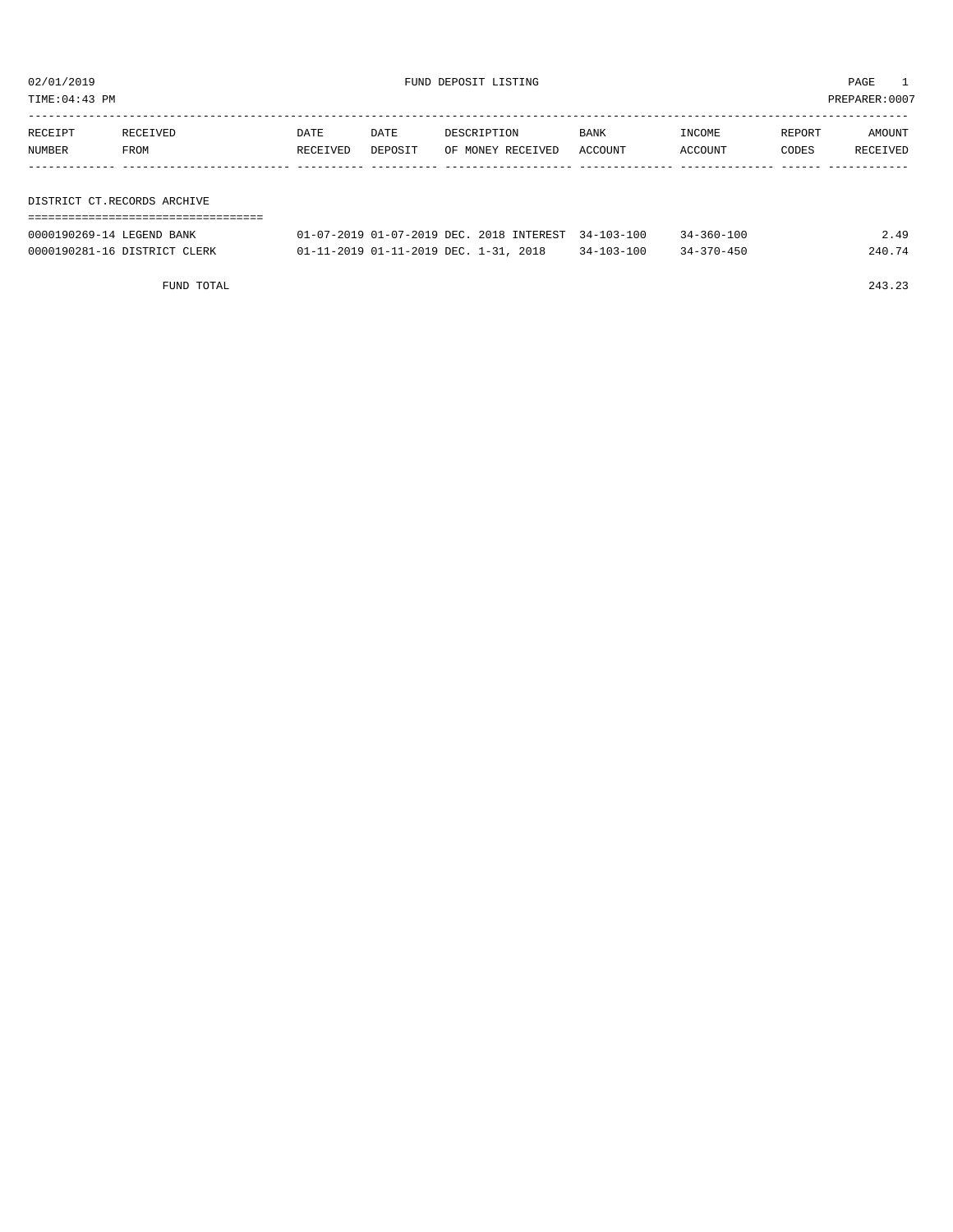02/01/2019 FUND DEPOSIT LISTING PAGE 1

TIME:04:43 PM PREPARER:0007

| RECEIPT NUMBER | RECEIVED FROM | DATE RECEIVED | DATE DEPOSIT | DESCRIPTION OF MONEY RECEIVED | BANK ACCOUNT | INCOME ACCOUNT | REPORT CODES | AMOUNT RECEIVED |
|---|---|---|---|---|---|---|---|---|

DISTRICT CT.RECORDS ARCHIVE

| RECEIPT NUMBER | RECEIVED FROM | DATE RECEIVED | DATE DEPOSIT | DESCRIPTION OF MONEY RECEIVED | BANK ACCOUNT | INCOME ACCOUNT | REPORT CODES | AMOUNT RECEIVED |
|---|---|---|---|---|---|---|---|---|
| 0000190269-14 | LEGEND BANK | 01-07-2019 | 01-07-2019 | DEC. 2018 INTEREST | 34-103-100 | 34-360-100 | | 2.49 |
| 0000190281-16 | DISTRICT CLERK | 01-11-2019 | 01-11-2019 | DEC. 1-31, 2018 | 34-103-100 | 34-370-450 | | 240.74 |
| | FUND TOTAL | | | | | | | 243.23 |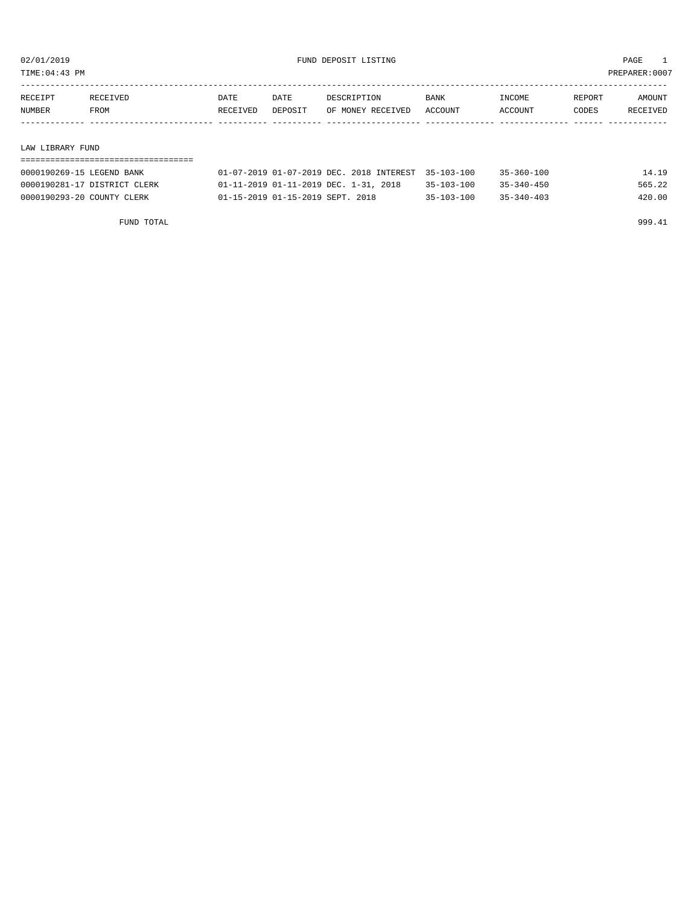02/01/2019 FUND DEPOSIT LISTING

TIME:04:43 PM PREPARER:0007

| RECEIPT NUMBER | RECEIVED FROM | DATE RECEIVED | DATE DEPOSIT | DESCRIPTION OF MONEY RECEIVED | BANK ACCOUNT | INCOME ACCOUNT | REPORT CODES | AMOUNT RECEIVED |
|---|---|---|---|---|---|---|---|---|
| **LAW LIBRARY FUND** | | | | | | | | |
| 0000190269-15 | LEGEND BANK | 01-07-2019 | 01-07-2019 | DEC. 2018 INTEREST | 35-103-100 | 35-360-100 | | 14.19 |
| 0000190281-17 | DISTRICT CLERK | 01-11-2019 | 01-11-2019 | DEC. 1-31, 2018 | 35-103-100 | 35-340-450 | | 565.22 |
| 0000190293-20 | COUNTY CLERK | 01-15-2019 | 01-15-2019 | SEPT. 2018 | 35-103-100 | 35-340-403 | | 420.00 |
| | FUND TOTAL | | | | | | | 999.41 |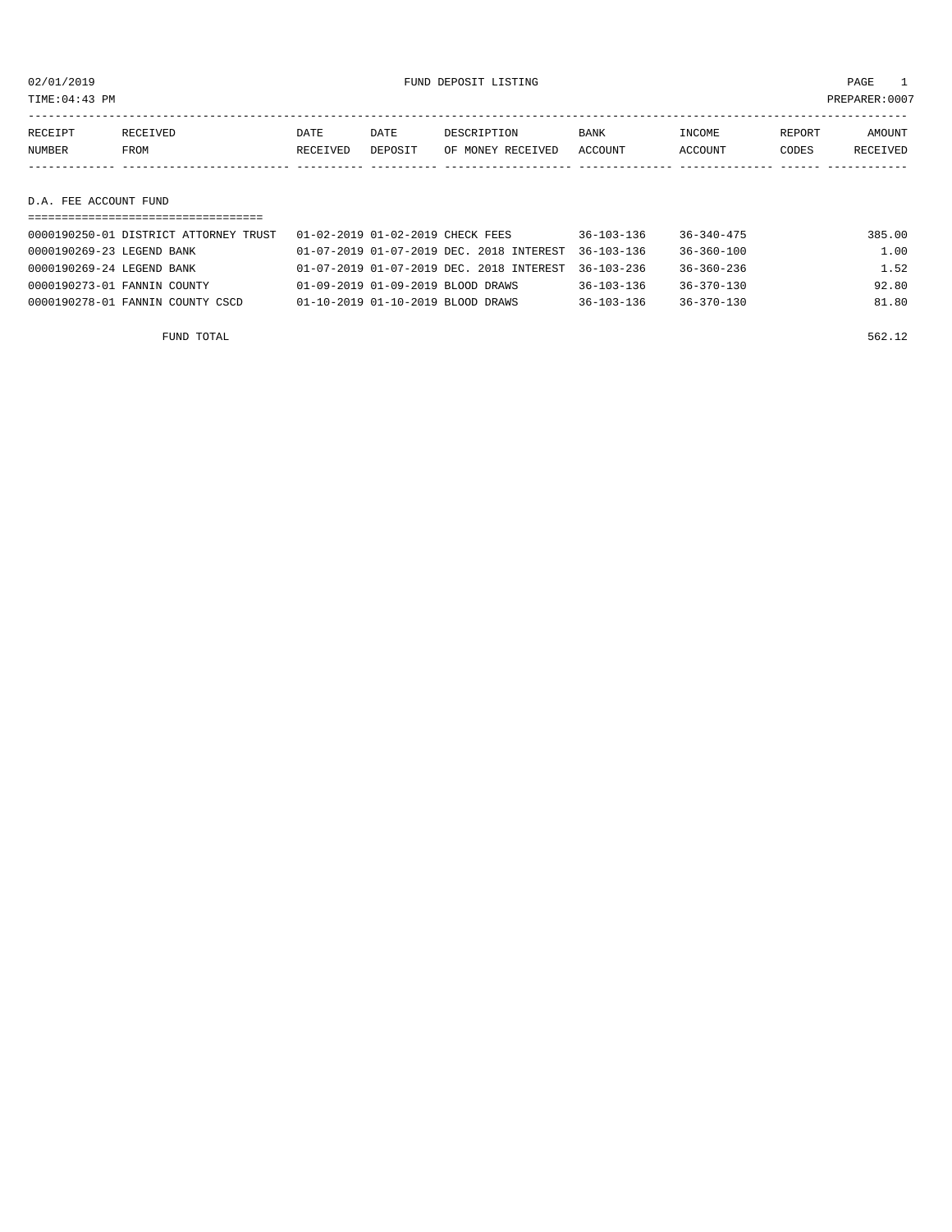02/01/2019 FUND DEPOSIT LISTING

TIME:04:43 PM PREPARER:0007

| RECEIPT NUMBER | RECEIVED FROM | DATE RECEIVED | DATE DEPOSIT | DESCRIPTION OF MONEY RECEIVED | BANK ACCOUNT | INCOME ACCOUNT | REPORT CODES | AMOUNT RECEIVED |
|---|---|---|---|---|---|---|---|---|

## D.A. FEE ACCOUNT FUND

| RECEIPT NUMBER | RECEIVED FROM | DATE RECEIVED | DATE DEPOSIT | DESCRIPTION OF MONEY RECEIVED | BANK ACCOUNT | INCOME ACCOUNT | REPORT CODES | AMOUNT RECEIVED |
|---|---|---|---|---|---|---|---|---|
| 0000190250-01 | DISTRICT ATTORNEY TRUST | 01-02-2019 | 01-02-2019 | CHECK FEES | 36-103-136 | 36-340-475 | | 385.00 |
| 0000190269-23 | LEGEND BANK | 01-07-2019 | 01-07-2019 | DEC. 2018 INTEREST | 36-103-136 | 36-360-100 | | 1.00 |
| 0000190269-24 | LEGEND BANK | 01-07-2019 | 01-07-2019 | DEC. 2018 INTEREST | 36-103-236 | 36-360-236 | | 1.52 |
| 0000190273-01 | FANNIN COUNTY | 01-09-2019 | 01-09-2019 | BLOOD DRAWS | 36-103-136 | 36-370-130 | | 92.80 |
| 0000190278-01 | FANNIN COUNTY CSCD | 01-10-2019 | 01-10-2019 | BLOOD DRAWS | 36-103-136 | 36-370-130 | | 81.80 |
| | FUND TOTAL | | | | | | | 562.12 |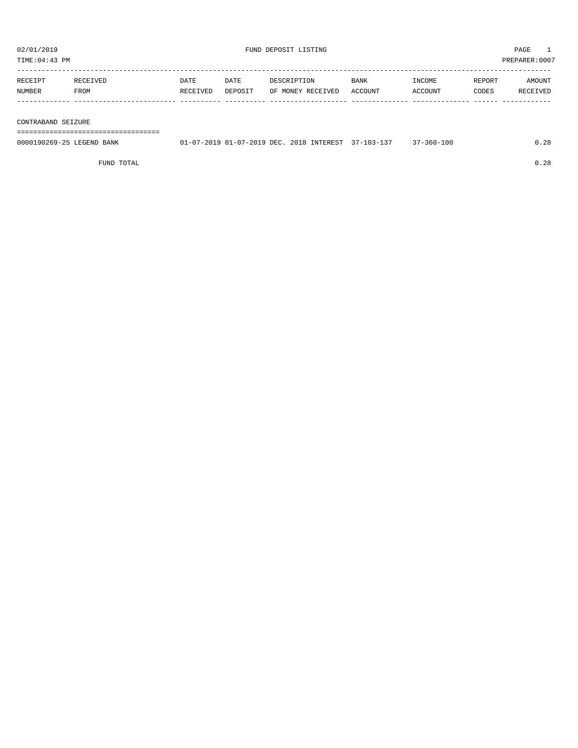02/01/2019 FUND DEPOSIT LISTING PAGE 1
TIME:04:43 PM PREPARER:0007

| RECEIPT NUMBER | RECEIVED FROM | DATE RECEIVED | DATE DEPOSIT | DESCRIPTION OF MONEY RECEIVED | BANK ACCOUNT | INCOME ACCOUNT | REPORT CODES | AMOUNT RECEIVED |
|---|---|---|---|---|---|---|---|---|
| **CONTRABAND SEIZURE** | | | | | | | | |
| 0000190269-25 | LEGEND BANK | 01-07-2019 | 01-07-2019 | DEC. 2018 INTEREST | 37-103-137 | 37-360-100 | | 0.28 |
| | FUND TOTAL | | | | | | | 0.28 |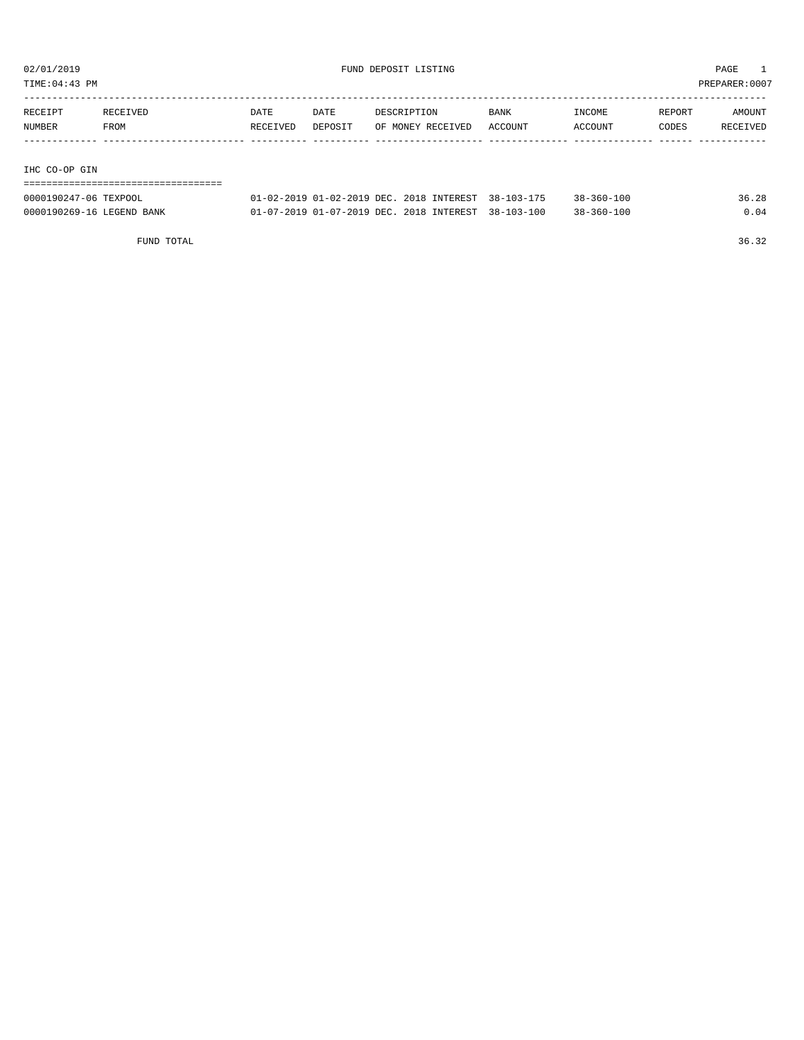02/01/2019 FUND DEPOSIT LISTING

TIME:04:43 PM PREPARER:0007

| RECEIPT NUMBER | RECEIVED FROM | DATE RECEIVED | DATE DEPOSIT | DESCRIPTION OF MONEY RECEIVED | BANK ACCOUNT | INCOME ACCOUNT | REPORT CODES | AMOUNT RECEIVED |
|---|---|---|---|---|---|---|---|---|
| **IHC CO-OP GIN** | | | | | | | | |
| 0000190247-06 | TEXPOOL | 01-02-2019 | 01-02-2019 | DEC. 2018 INTEREST | 38-103-175 | 38-360-100 | | 36.28 |
| 0000190269-16 | LEGEND BANK | 01-07-2019 | 01-07-2019 | DEC. 2018 INTEREST | 38-103-100 | 38-360-100 | | 0.04 |
| | FUND TOTAL | | | | | | | 36.32 |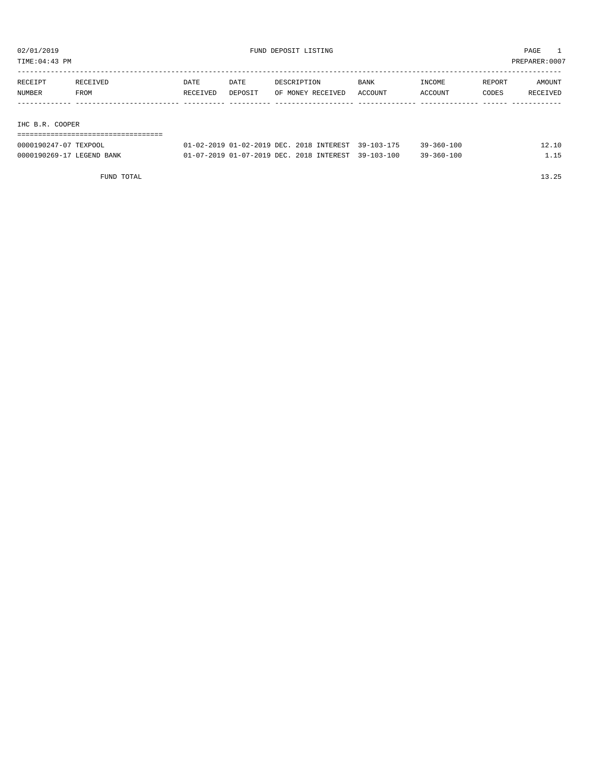FUND DEPOSIT LISTING

02/01/2019
TIME:04:43 PM
PREPARER:0007

| RECEIPT NUMBER | RECEIVED FROM | DATE RECEIVED | DATE DEPOSIT | DESCRIPTION OF MONEY RECEIVED | BANK ACCOUNT | INCOME ACCOUNT | REPORT CODES | AMOUNT RECEIVED |
|---|---|---|---|---|---|---|---|---|
| **IHC B.R. COOPER** | | | | | | | | |
| 0000190247-07 | TEXPOOL | 01-02-2019 | 01-02-2019 | DEC. 2018 INTEREST | 39-103-175 | 39-360-100 | | 12.10 |
| 0000190269-17 | LEGEND BANK | 01-07-2019 | 01-07-2019 | DEC. 2018 INTEREST | 39-103-100 | 39-360-100 | | 1.15 |
| | FUND TOTAL | | | | | | | 13.25 |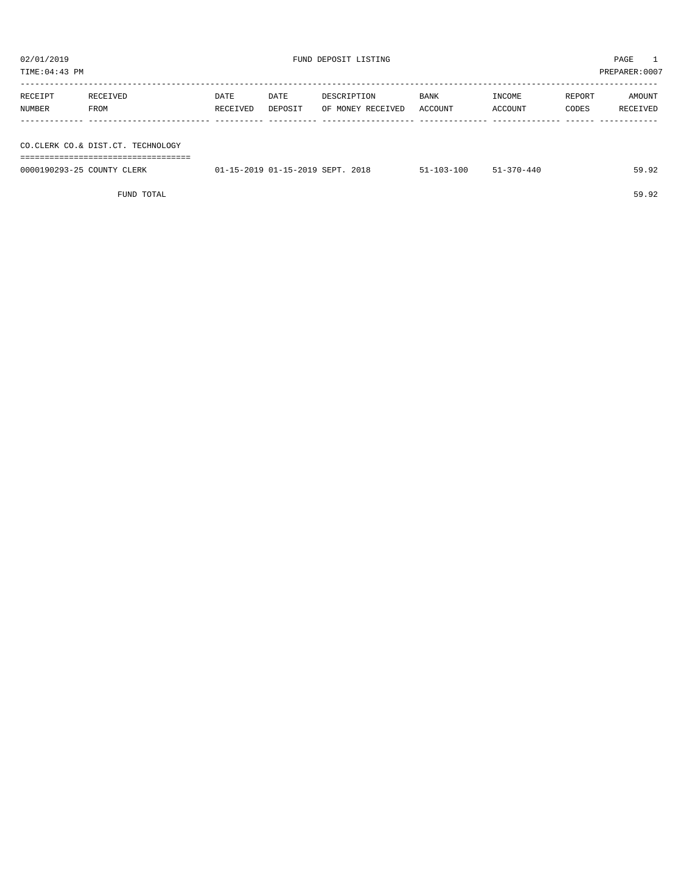02/01/2019 FUND DEPOSIT LISTING

TIME:04:43 PM PREPARER:0007

| RECEIPT NUMBER | RECEIVED FROM | DATE RECEIVED | DATE DEPOSIT | DESCRIPTION OF MONEY RECEIVED | BANK ACCOUNT | INCOME ACCOUNT | REPORT CODES | AMOUNT RECEIVED |
|---|---|---|---|---|---|---|---|---|
| **CO.CLERK CO.& DIST.CT. TECHNOLOGY** | | | | | | | | |
| 0000190293-25 | COUNTY CLERK | 01-15-2019 | 01-15-2019 | SEPT. 2018 | 51-103-100 | 51-370-440 | | 59.92 |
| | FUND TOTAL | | | | | | | 59.92 |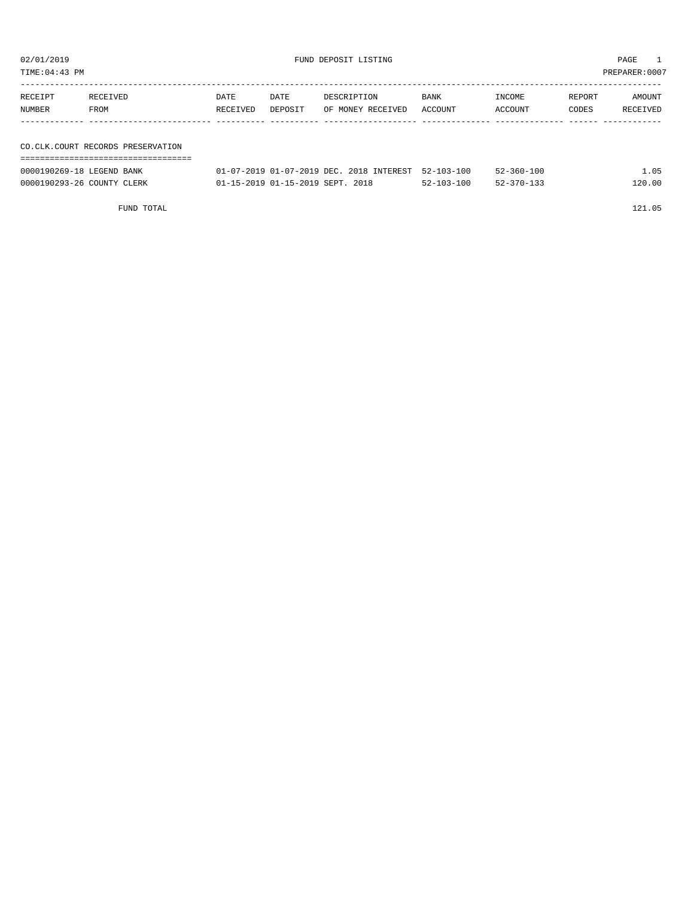02/01/2019 FUND DEPOSIT LISTING PAGE 1

TIME:04:43 PM PREPARER:0007

| RECEIPT NUMBER | RECEIVED FROM | DATE RECEIVED | DATE DEPOSIT | DESCRIPTION OF MONEY RECEIVED | BANK ACCOUNT | INCOME ACCOUNT | REPORT CODES | AMOUNT RECEIVED |
|---|---|---|---|---|---|---|---|---|
| **CO.CLK.COURT RECORDS PRESERVATION** | | | | | | | | |
| 0000190269-18 | LEGEND BANK | 01-07-2019 | 01-07-2019 | DEC. 2018 INTEREST | 52-103-100 | 52-360-100 | | 1.05 |
| 0000190293-26 | COUNTY CLERK | 01-15-2019 | 01-15-2019 | SEPT. 2018 | 52-103-100 | 52-370-133 | | 120.00 |
| | FUND TOTAL | | | | | | | 121.05 |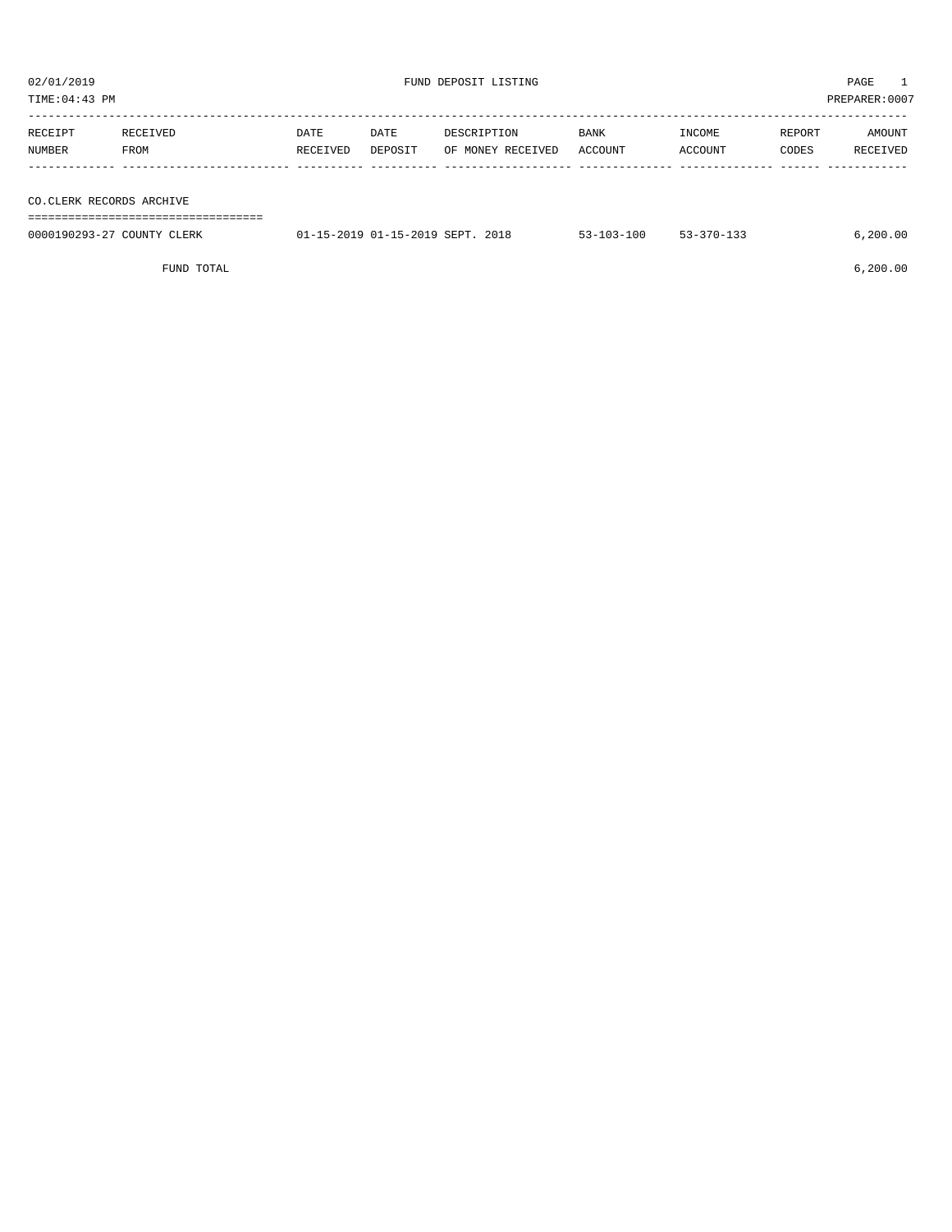02/01/2019 FUND DEPOSIT LISTING

TIME:04:43 PM PREPARER:0007

| RECEIPT NUMBER | RECEIVED FROM | DATE RECEIVED | DATE DEPOSIT | DESCRIPTION OF MONEY RECEIVED | BANK ACCOUNT | INCOME ACCOUNT | REPORT CODES | AMOUNT RECEIVED |
|---|---|---|---|---|---|---|---|---|
| **CO.CLERK RECORDS ARCHIVE** | | | | | | | | |
| 0000190293-27 | COUNTY CLERK | 01-15-2019 | 01-15-2019 | SEPT. 2018 | 53-103-100 | 53-370-133 | | 6,200.00 |
| | FUND TOTAL | | | | | | | 6,200.00 |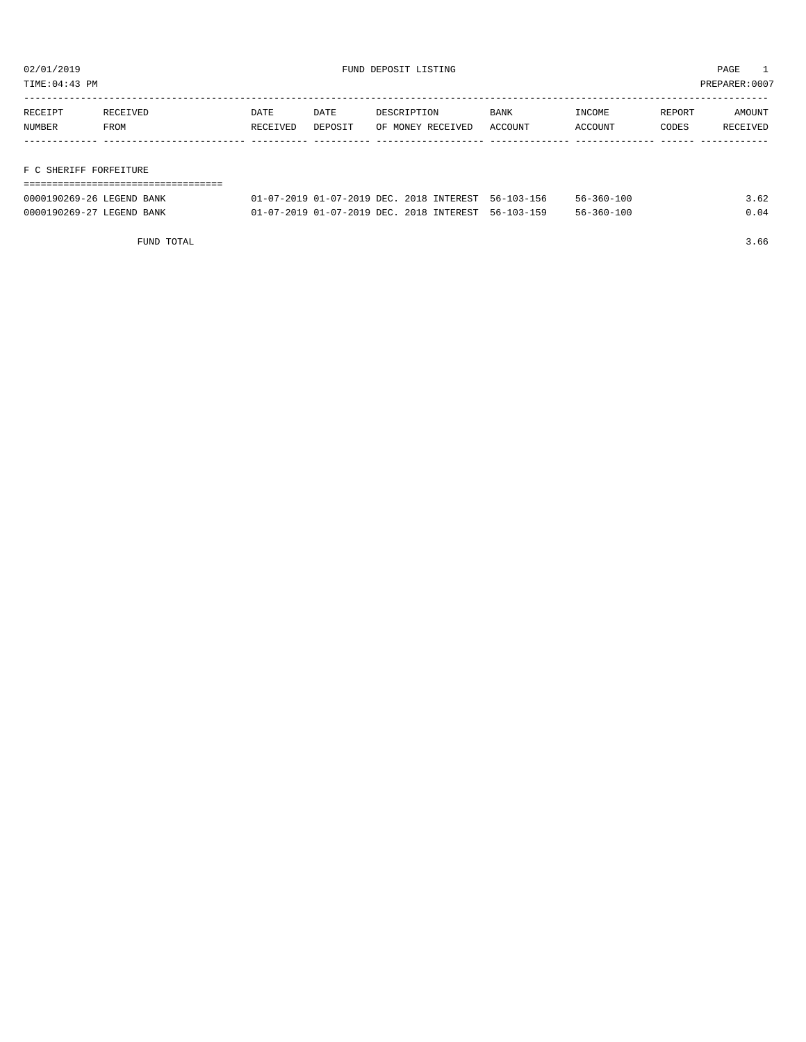02/01/2019 FUND DEPOSIT LISTING PAGE 1

TIME:04:43 PM PREPARER:0007

| RECEIPT NUMBER | RECEIVED FROM | DATE RECEIVED | DATE DEPOSIT | DESCRIPTION OF MONEY RECEIVED | BANK ACCOUNT | INCOME ACCOUNT | REPORT CODES | AMOUNT RECEIVED |
|---|---|---|---|---|---|---|---|---|
| **F C SHERIFF FORFEITURE** | | | | | | | | |
| 0000190269-26 | LEGEND BANK | 01-07-2019 | 01-07-2019 | DEC. 2018 INTEREST | 56-103-156 | 56-360-100 | | 3.62 |
| 0000190269-27 | LEGEND BANK | 01-07-2019 | 01-07-2019 | DEC. 2018 INTEREST | 56-103-159 | 56-360-100 | | 0.04 |
| | FUND TOTAL | | | | | | | 3.66 |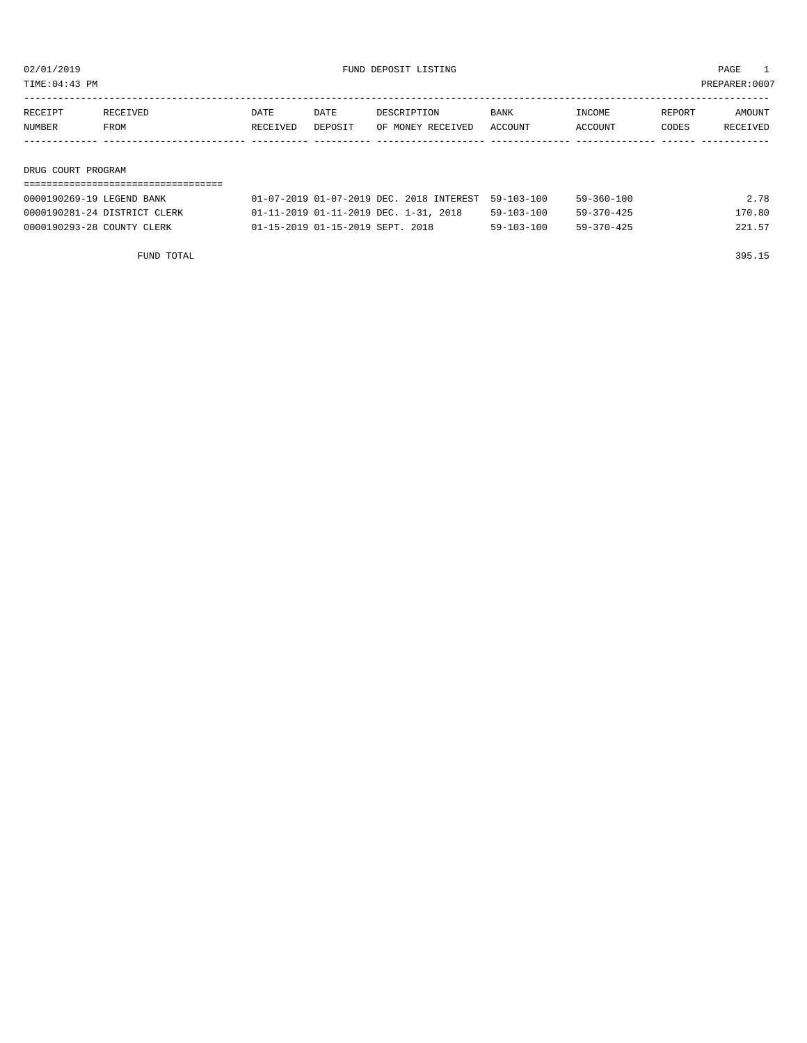02/01/2019 FUND DEPOSIT LISTING

TIME:04:43 PM PREPARER:0007

## DRUG COURT PROGRAM

| RECEIPT NUMBER | RECEIVED FROM | DATE RECEIVED | DATE DEPOSIT | DESCRIPTION OF MONEY RECEIVED | BANK ACCOUNT | INCOME ACCOUNT | REPORT CODES | AMOUNT RECEIVED |
|---|---|---|---|---|---|---|---|---|
| 0000190269-19 | LEGEND BANK | 01-07-2019 | 01-07-2019 | DEC. 2018 INTEREST | 59-103-100 | 59-360-100 | | 2.78 |
| 0000190281-24 | DISTRICT CLERK | 01-11-2019 | 01-11-2019 | DEC. 1-31, 2018 | 59-103-100 | 59-370-425 | | 170.80 |
| 0000190293-28 | COUNTY CLERK | 01-15-2019 | 01-15-2019 | SEPT. 2018 | 59-103-100 | 59-370-425 | | 221.57 |
| | FUND TOTAL | | | | | | | 395.15 |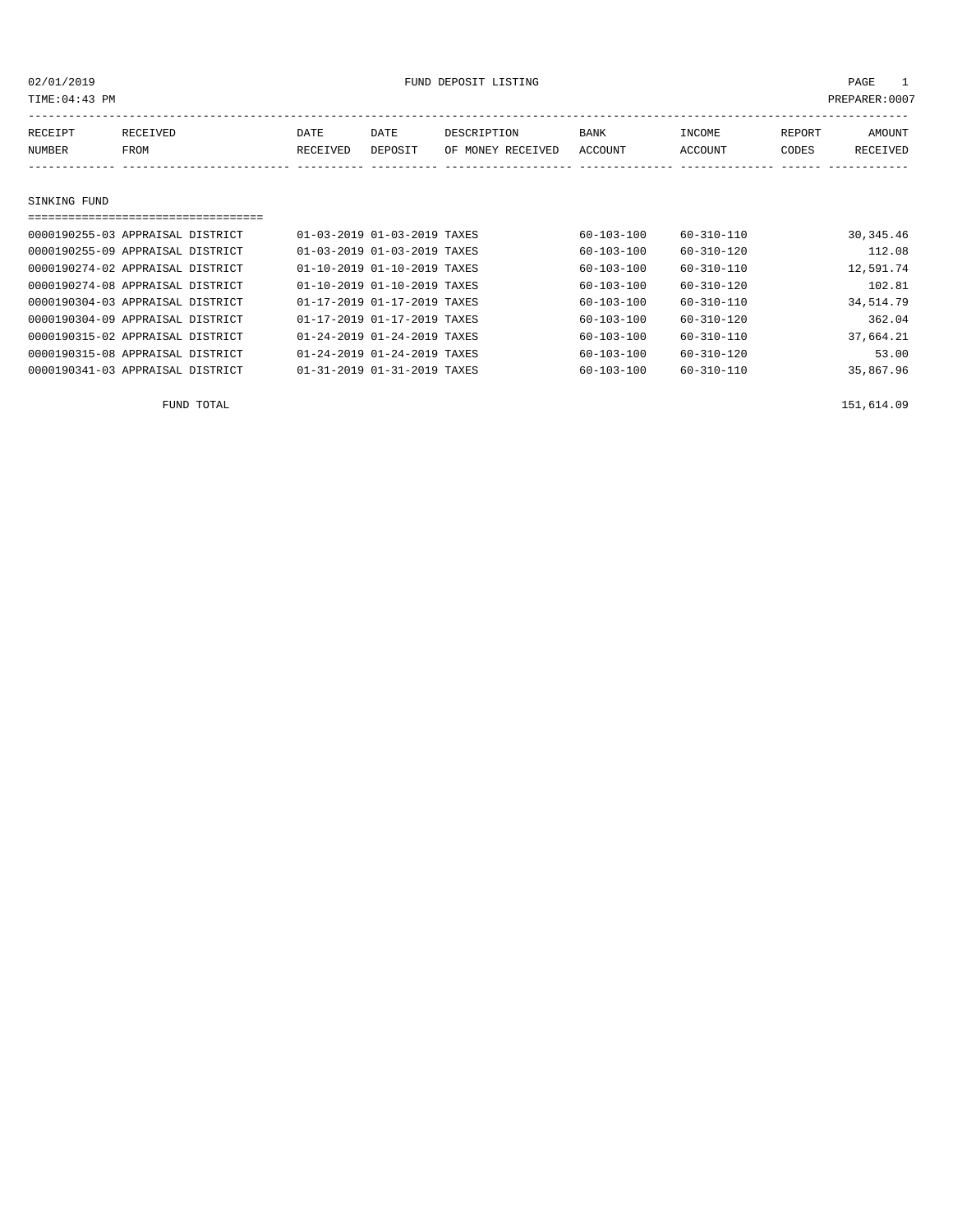02/01/2019 FUND DEPOSIT LISTING

TIME:04:43 PM PREPARER:0007

| RECEIPT NUMBER | RECEIVED FROM | DATE RECEIVED | DATE DEPOSIT | DESCRIPTION OF MONEY RECEIVED | BANK ACCOUNT | INCOME ACCOUNT | REPORT CODES | AMOUNT RECEIVED |
|---|---|---|---|---|---|---|---|---|
| **SINKING FUND** | | | | | | | | |
| 0000190255-03 | APPRAISAL DISTRICT | 01-03-2019 | 01-03-2019 | TAXES | 60-103-100 | 60-310-110 | | 30,345.46 |
| 0000190255-09 | APPRAISAL DISTRICT | 01-03-2019 | 01-03-2019 | TAXES | 60-103-100 | 60-310-120 | | 112.08 |
| 0000190274-02 | APPRAISAL DISTRICT | 01-10-2019 | 01-10-2019 | TAXES | 60-103-100 | 60-310-110 | | 12,591.74 |
| 0000190274-08 | APPRAISAL DISTRICT | 01-10-2019 | 01-10-2019 | TAXES | 60-103-100 | 60-310-120 | | 102.81 |
| 0000190304-03 | APPRAISAL DISTRICT | 01-17-2019 | 01-17-2019 | TAXES | 60-103-100 | 60-310-110 | | 34,514.79 |
| 0000190304-09 | APPRAISAL DISTRICT | 01-17-2019 | 01-17-2019 | TAXES | 60-103-100 | 60-310-120 | | 362.04 |
| 0000190315-02 | APPRAISAL DISTRICT | 01-24-2019 | 01-24-2019 | TAXES | 60-103-100 | 60-310-110 | | 37,664.21 |
| 0000190315-08 | APPRAISAL DISTRICT | 01-24-2019 | 01-24-2019 | TAXES | 60-103-100 | 60-310-120 | | 53.00 |
| 0000190341-03 | APPRAISAL DISTRICT | 01-31-2019 | 01-31-2019 | TAXES | 60-103-100 | 60-310-110 | | 35,867.96 |
| | FUND TOTAL | | | | | | | 151,614.09 |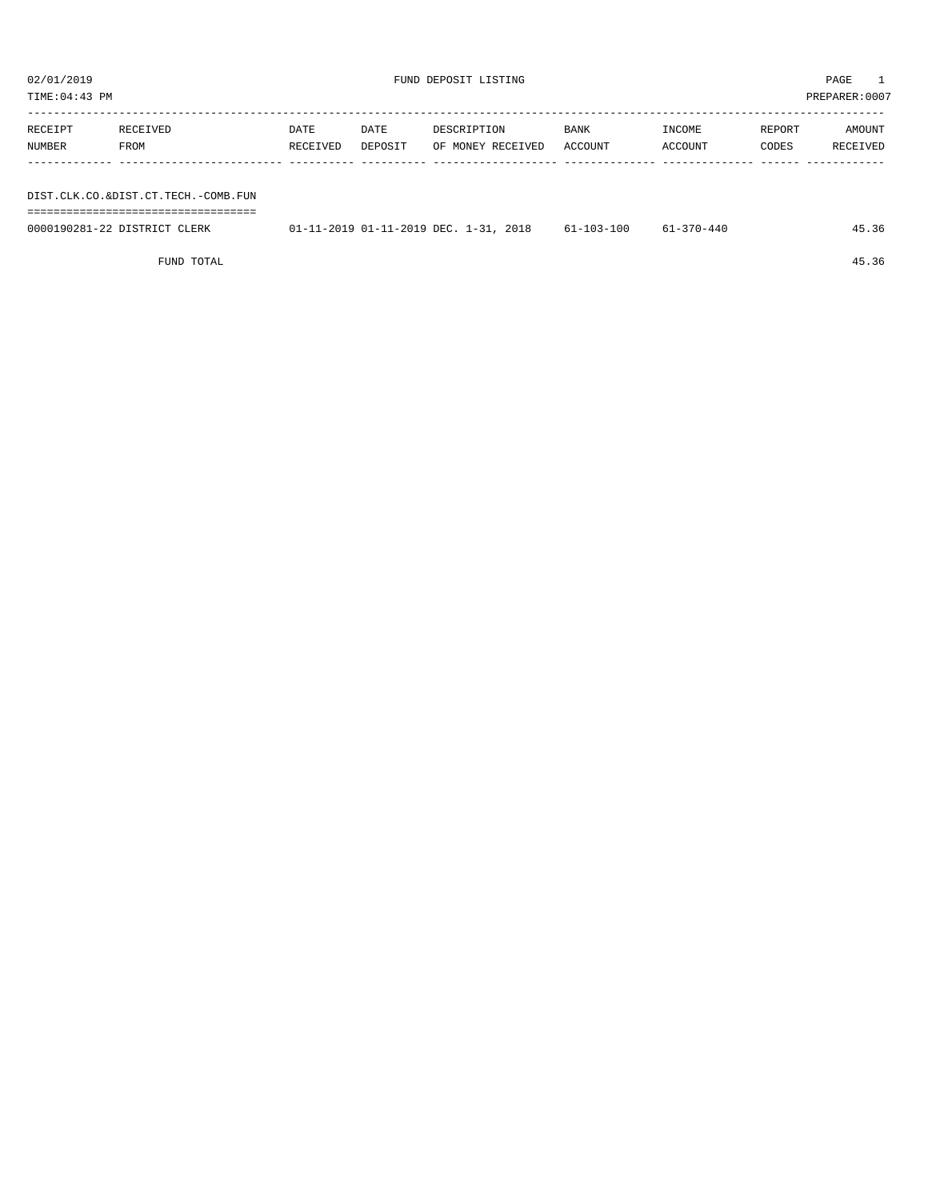02/01/2019 FUND DEPOSIT LISTING PAGE 1

TIME:04:43 PM PREPARER:0007

| RECEIPT NUMBER | RECEIVED FROM | DATE RECEIVED | DATE DEPOSIT | DESCRIPTION OF MONEY RECEIVED | BANK ACCOUNT | INCOME ACCOUNT | REPORT CODES | AMOUNT RECEIVED |
|---|---|---|---|---|---|---|---|---|
| **DIST.CLK.CO.&DIST.CT.TECH.-COMB.FUN** | | | | | | | | |
| 0000190281-22 | DISTRICT CLERK | 01-11-2019 | 01-11-2019 | DEC. 1-31, 2018 | 61-103-100 | 61-370-440 | | 45.36 |
| | FUND TOTAL | | | | | | | 45.36 |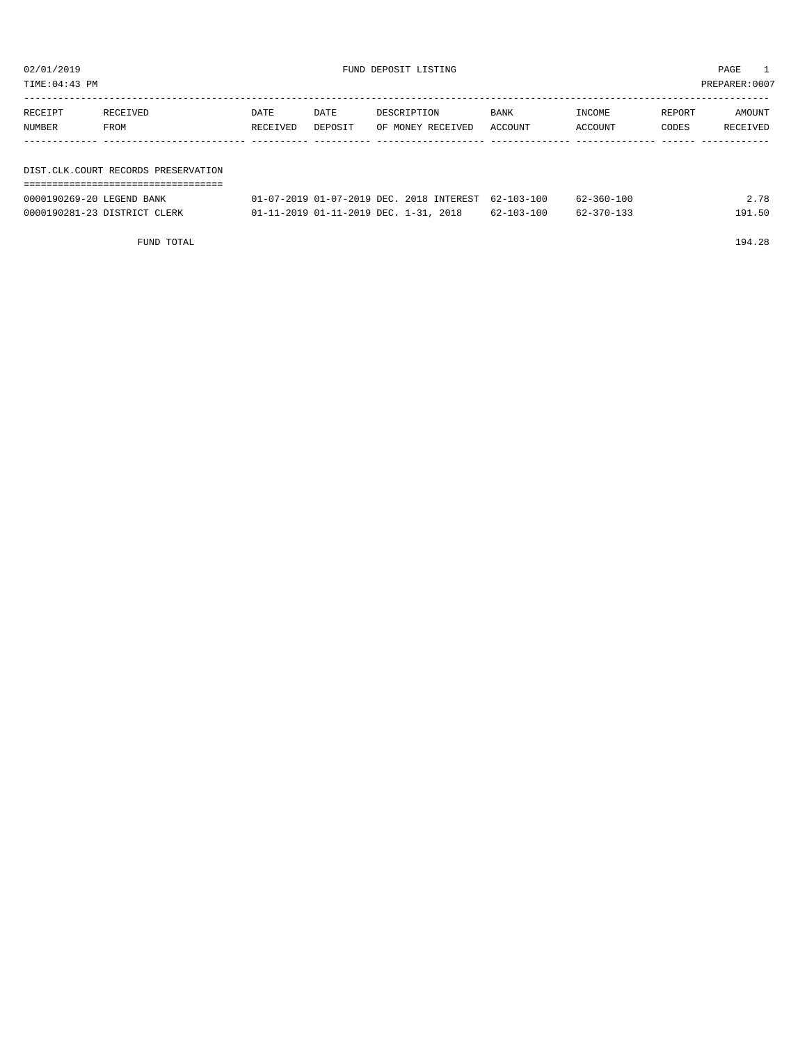02/01/2019 FUND DEPOSIT LISTING

TIME:04:43 PM PREPARER:0007

| RECEIPT NUMBER | RECEIVED FROM | DATE RECEIVED | DATE DEPOSIT | DESCRIPTION OF MONEY RECEIVED | BANK ACCOUNT | INCOME ACCOUNT | REPORT CODES | AMOUNT RECEIVED |
|---|---|---|---|---|---|---|---|---|
| **DIST.CLK.COURT RECORDS PRESERVATION** | | | | | | | | |
| 0000190269-20 | LEGEND BANK | 01-07-2019 | 01-07-2019 | DEC. 2018 INTEREST | 62-103-100 | 62-360-100 | | 2.78 |
| 0000190281-23 | DISTRICT CLERK | 01-11-2019 | 01-11-2019 | DEC. 1-31, 2018 | 62-103-100 | 62-370-133 | | 191.50 |
| | FUND TOTAL | | | | | | | 194.28 |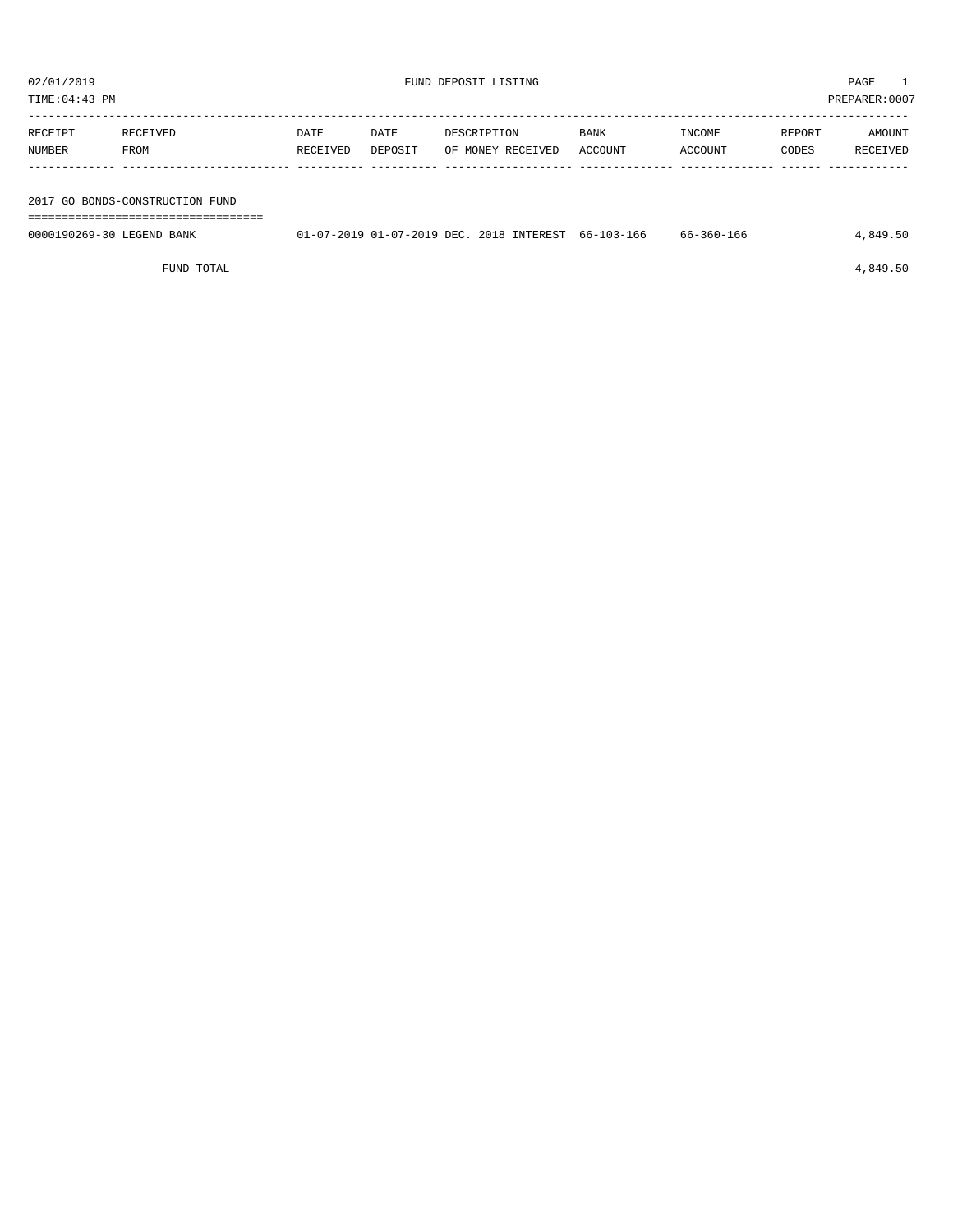02/01/2019 FUND DEPOSIT LISTING

TIME:04:43 PM PREPARER:0007

| RECEIPT NUMBER | RECEIVED FROM | DATE RECEIVED | DATE DEPOSIT | DESCRIPTION OF MONEY RECEIVED | BANK ACCOUNT | INCOME ACCOUNT | REPORT CODES | AMOUNT RECEIVED |
|---|---|---|---|---|---|---|---|---|
| **2017 GO BONDS-CONSTRUCTION FUND** | | | | | | | | |
| 0000190269-30 | LEGEND BANK | 01-07-2019 | 01-07-2019 | DEC. 2018 INTEREST | 66-103-166 | 66-360-166 | | 4,849.50 |
| | FUND TOTAL | | | | | | | 4,849.50 |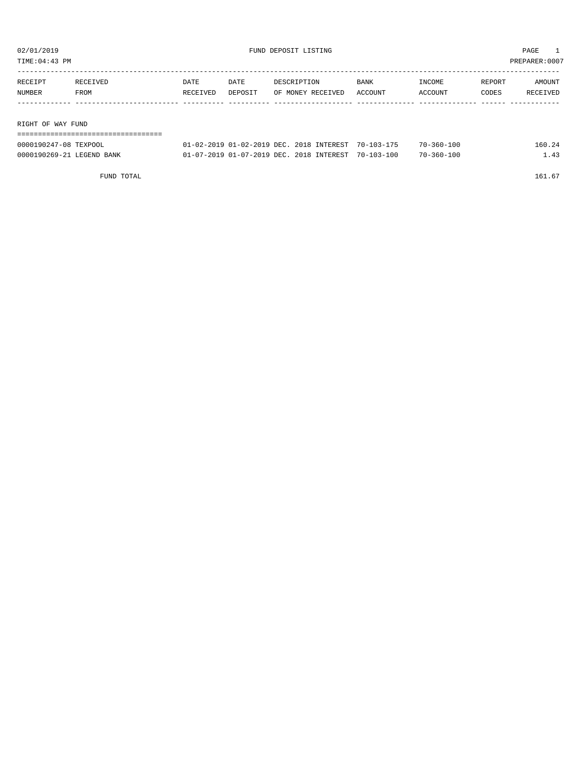02/01/2019 FUND DEPOSIT LISTING PAGE 1

TIME:04:43 PM PREPARER:0007

| RECEIPT NUMBER | RECEIVED FROM | DATE RECEIVED | DATE DEPOSIT | DESCRIPTION OF MONEY RECEIVED | BANK ACCOUNT | INCOME ACCOUNT | REPORT CODES | AMOUNT RECEIVED |
|---|---|---|---|---|---|---|---|---|
| **RIGHT OF WAY FUND** | | | | | | | | |
| 0000190247-08 | TEXPOOL | 01-02-2019 | 01-02-2019 | DEC. 2018 INTEREST | 70-103-175 | 70-360-100 | | 160.24 |
| 0000190269-21 | LEGEND BANK | 01-07-2019 | 01-07-2019 | DEC. 2018 INTEREST | 70-103-100 | 70-360-100 | | 1.43 |
| FUND TOTAL | | | | | | | | 161.67 |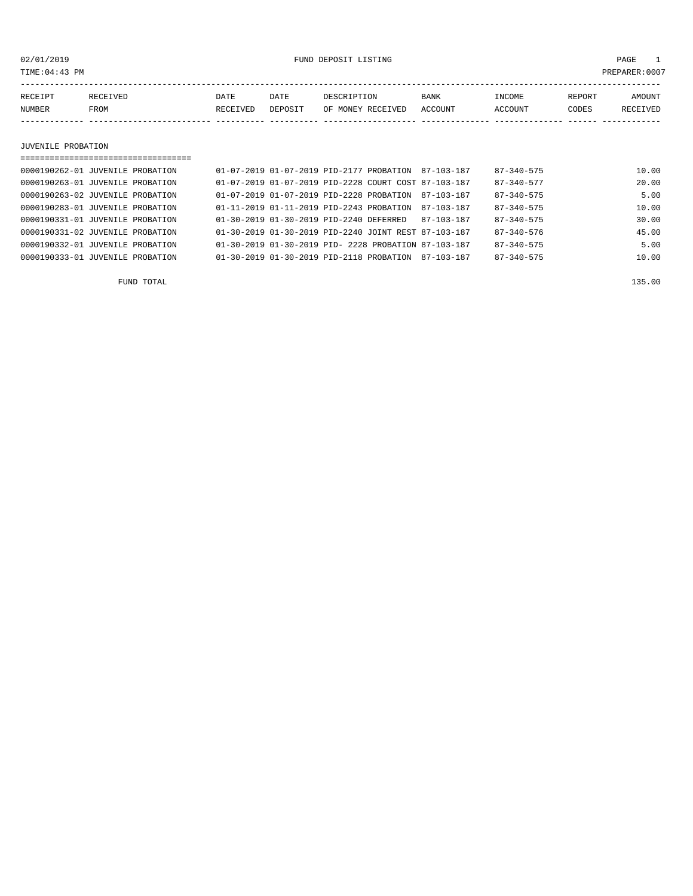02/01/2019 FUND DEPOSIT LISTING PAGE 1
TIME:04:43 PM PREPARER:0007

| RECEIPT NUMBER | RECEIVED FROM | DATE RECEIVED | DATE DEPOSIT | DESCRIPTION OF MONEY RECEIVED | BANK ACCOUNT | INCOME ACCOUNT | REPORT CODES | AMOUNT RECEIVED |
|---|---|---|---|---|---|---|---|---|

## JUVENILE PROBATION

| RECEIPT NUMBER | RECEIVED FROM | DATE RECEIVED | DATE DEPOSIT | DESCRIPTION OF MONEY RECEIVED | BANK ACCOUNT | INCOME ACCOUNT | REPORT CODES | AMOUNT RECEIVED |
|---|---|---|---|---|---|---|---|---|
| 0000190262-01 | JUVENILE PROBATION | 01-07-2019 | 01-07-2019 | PID-2177 PROBATION | 87-103-187 | 87-340-575 | | 10.00 |
| 0000190263-01 | JUVENILE PROBATION | 01-07-2019 | 01-07-2019 | PID-2228 COURT COST | 87-103-187 | 87-340-577 | | 20.00 |
| 0000190263-02 | JUVENILE PROBATION | 01-07-2019 | 01-07-2019 | PID-2228 PROBATION | 87-103-187 | 87-340-575 | | 5.00 |
| 0000190283-01 | JUVENILE PROBATION | 01-11-2019 | 01-11-2019 | PID-2243 PROBATION | 87-103-187 | 87-340-575 | | 10.00 |
| 0000190331-01 | JUVENILE PROBATION | 01-30-2019 | 01-30-2019 | PID-2240 DEFERRED | 87-103-187 | 87-340-575 | | 30.00 |
| 0000190331-02 | JUVENILE PROBATION | 01-30-2019 | 01-30-2019 | PID-2240 JOINT REST | 87-103-187 | 87-340-576 | | 45.00 |
| 0000190332-01 | JUVENILE PROBATION | 01-30-2019 | 01-30-2019 | PID- 2228 PROBATION | 87-103-187 | 87-340-575 | | 5.00 |
| 0000190333-01 | JUVENILE PROBATION | 01-30-2019 | 01-30-2019 | PID-2118 PROBATION | 87-103-187 | 87-340-575 | | 10.00 |
| | FUND TOTAL | | | | | | | 135.00 |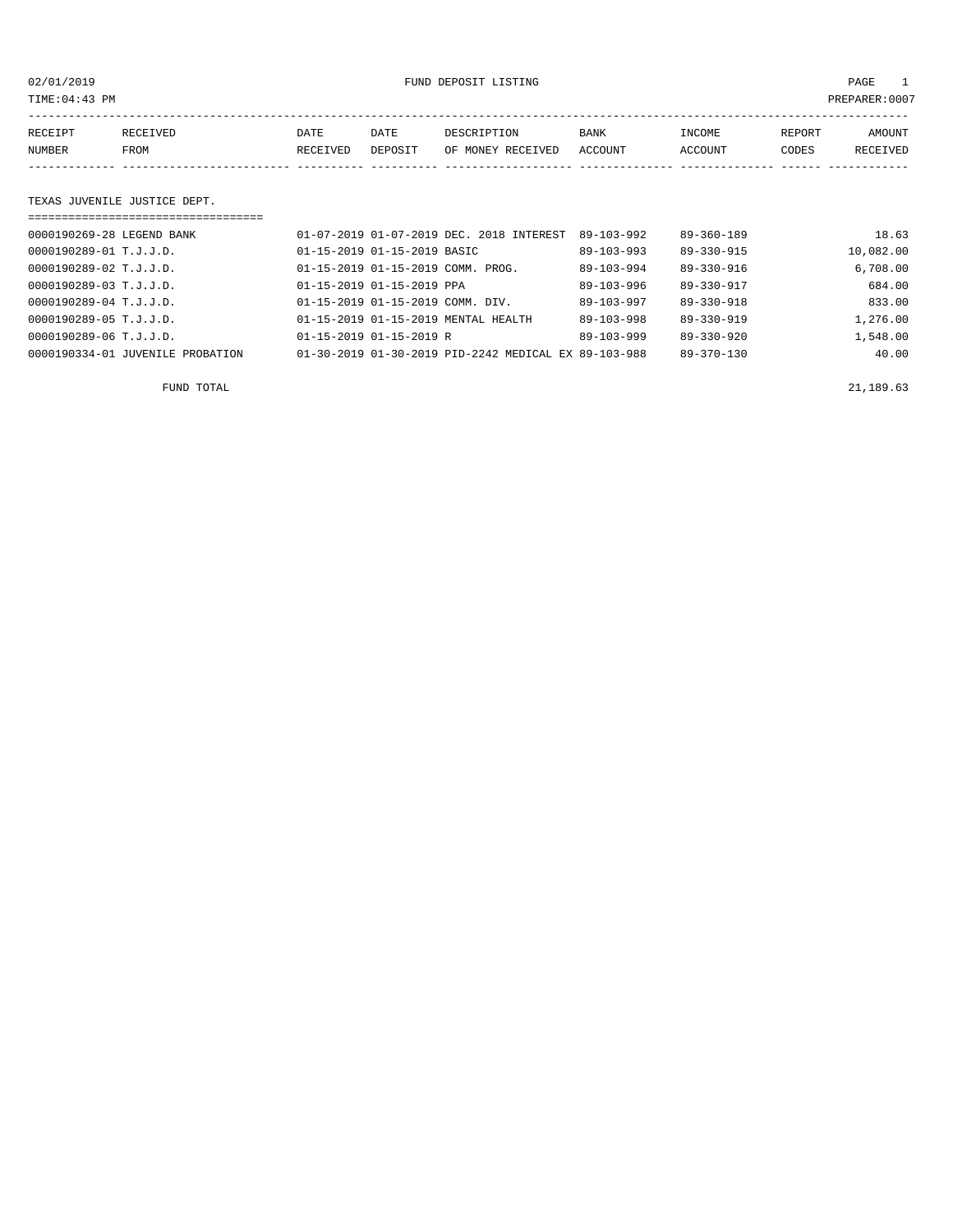02/01/2019 FUND DEPOSIT LISTING

TIME:04:43 PM PREPARER:0007

| RECEIPT NUMBER | RECEIVED FROM | DATE RECEIVED | DATE DEPOSIT | DESCRIPTION OF MONEY RECEIVED | BANK ACCOUNT | INCOME ACCOUNT | REPORT CODES | AMOUNT RECEIVED |
|---|---|---|---|---|---|---|---|---|

## TEXAS JUVENILE JUSTICE DEPT.

| RECEIPT NUMBER | RECEIVED FROM | DATE RECEIVED | DATE DEPOSIT | DESCRIPTION OF MONEY RECEIVED | BANK ACCOUNT | INCOME ACCOUNT | REPORT CODES | AMOUNT RECEIVED |
|---|---|---|---|---|---|---|---|---|
| 0000190269-28 | LEGEND BANK | 01-07-2019 | 01-07-2019 | DEC. 2018 INTEREST | 89-103-992 | 89-360-189 | | 18.63 |
| 0000190289-01 | T.J.J.D. | 01-15-2019 | 01-15-2019 | BASIC | 89-103-993 | 89-330-915 | | 10,082.00 |
| 0000190289-02 | T.J.J.D. | 01-15-2019 | 01-15-2019 | COMM. PROG. | 89-103-994 | 89-330-916 | | 6,708.00 |
| 0000190289-03 | T.J.J.D. | 01-15-2019 | 01-15-2019 | PPA | 89-103-996 | 89-330-917 | | 684.00 |
| 0000190289-04 | T.J.J.D. | 01-15-2019 | 01-15-2019 | COMM. DIV. | 89-103-997 | 89-330-918 | | 833.00 |
| 0000190289-05 | T.J.J.D. | 01-15-2019 | 01-15-2019 | MENTAL HEALTH | 89-103-998 | 89-330-919 | | 1,276.00 |
| 0000190289-06 | T.J.J.D. | 01-15-2019 | 01-15-2019 | R | 89-103-999 | 89-330-920 | | 1,548.00 |
| 0000190334-01 | JUVENILE PROBATION | 01-30-2019 | 01-30-2019 | PID-2242 MEDICAL EX | 89-103-988 | 89-370-130 | | 40.00 |

FUND TOTAL 21,189.63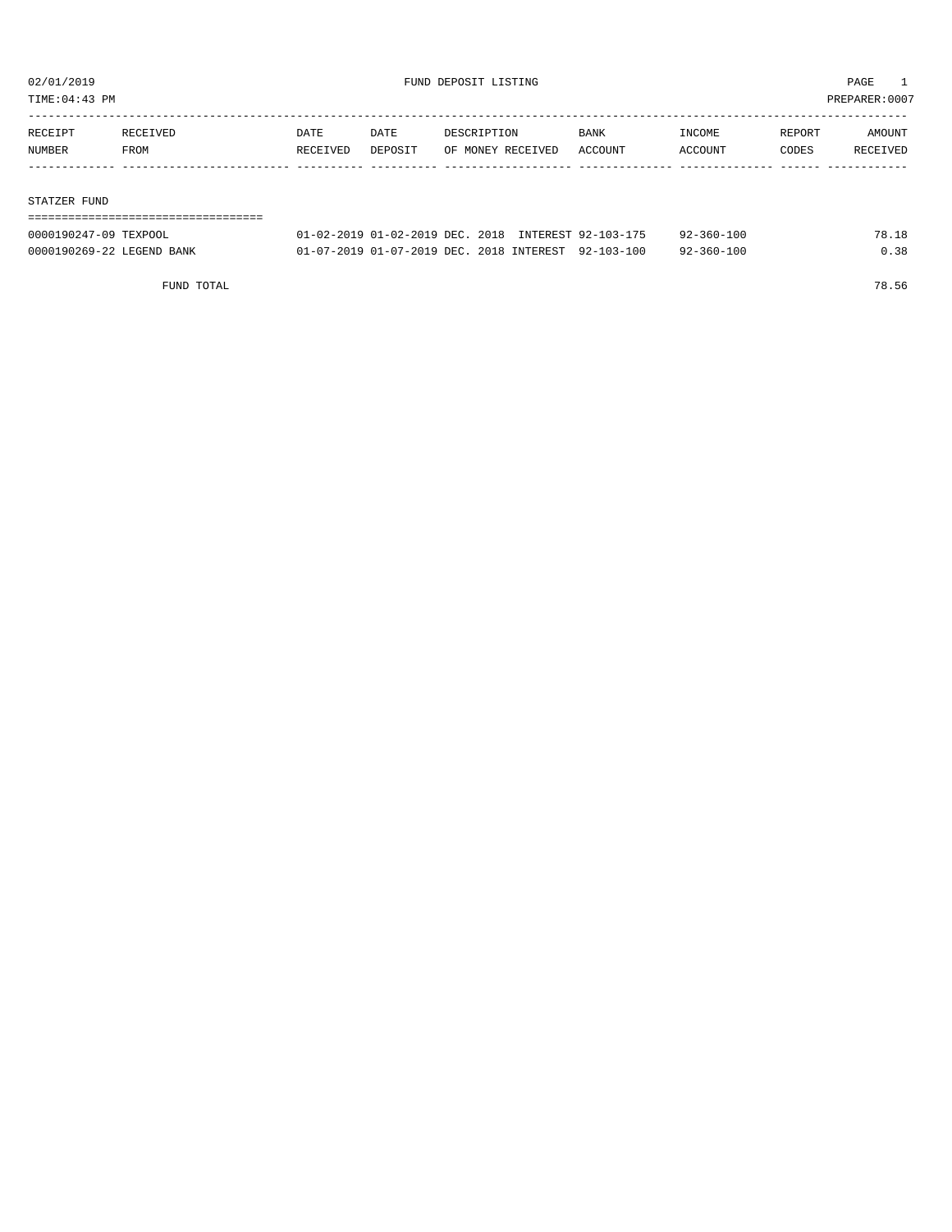02/01/2019 FUND DEPOSIT LISTING PAGE 1

TIME:04:43 PM PREPARER:0007

| RECEIPT NUMBER | RECEIVED FROM | DATE RECEIVED | DATE DEPOSIT | DESCRIPTION OF MONEY RECEIVED | BANK ACCOUNT | INCOME ACCOUNT | REPORT CODES | AMOUNT RECEIVED |
|---|---|---|---|---|---|---|---|---|
| **STATZER FUND** | | | | | | | | |
| 0000190247-09 | TEXPOOL | 01-02-2019 | 01-02-2019 | DEC. 2018 INTEREST | 92-103-175 | 92-360-100 | | 78.18 |
| 0000190269-22 | LEGEND BANK | 01-07-2019 | 01-07-2019 | DEC. 2018 INTEREST | 92-103-100 | 92-360-100 | | 0.38 |
| | FUND TOTAL | | | | | | | 78.56 |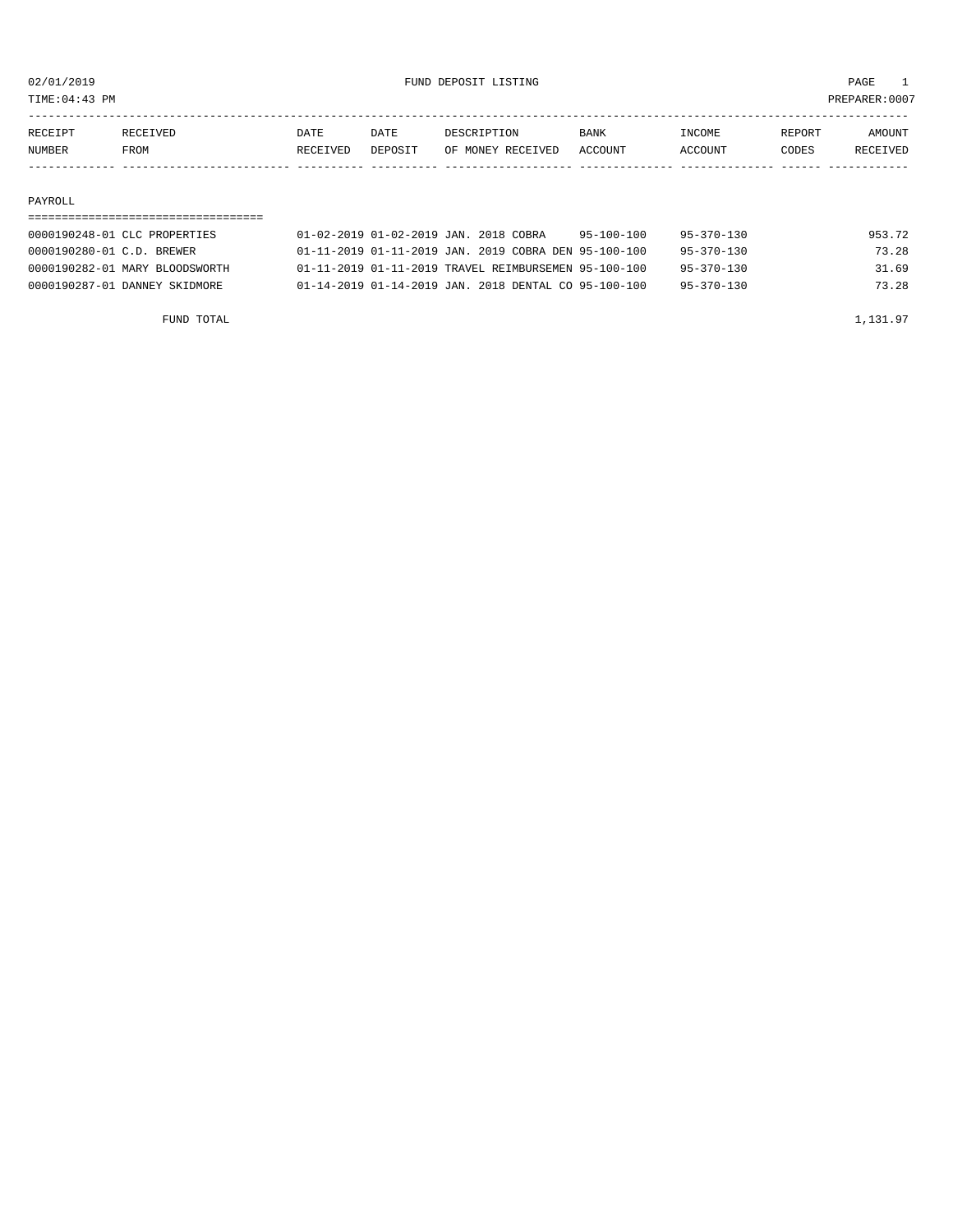02/01/2019 FUND DEPOSIT LISTING PAGE 1

TIME:04:43 PM PREPARER:0007

| RECEIPT NUMBER | RECEIVED FROM | DATE RECEIVED | DATE DEPOSIT | DESCRIPTION OF MONEY RECEIVED | BANK ACCOUNT | INCOME ACCOUNT | REPORT CODES | AMOUNT RECEIVED |
|---|---|---|---|---|---|---|---|---|

PAYROLL

| RECEIPT NUMBER | RECEIVED FROM | DATE RECEIVED | DATE DEPOSIT | DESCRIPTION OF MONEY RECEIVED | BANK ACCOUNT | INCOME ACCOUNT | REPORT CODES | AMOUNT RECEIVED |
|---|---|---|---|---|---|---|---|---|
| 0000190248-01 | CLC PROPERTIES | 01-02-2019 | 01-02-2019 | JAN. 2018 COBRA | 95-100-100 | 95-370-130 | | 953.72 |
| 0000190280-01 | C.D. BREWER | 01-11-2019 | 01-11-2019 | JAN. 2019 COBRA DEN | 95-100-100 | 95-370-130 | | 73.28 |
| 0000190282-01 | MARY BLOODSWORTH | 01-11-2019 | 01-11-2019 | TRAVEL REIMBURSEMEN | 95-100-100 | 95-370-130 | | 31.69 |
| 0000190287-01 | DANNEY SKIDMORE | 01-14-2019 | 01-14-2019 | JAN. 2018 DENTAL CO | 95-100-100 | 95-370-130 | | 73.28 |
| | FUND TOTAL | | | | | | | 1,131.97 |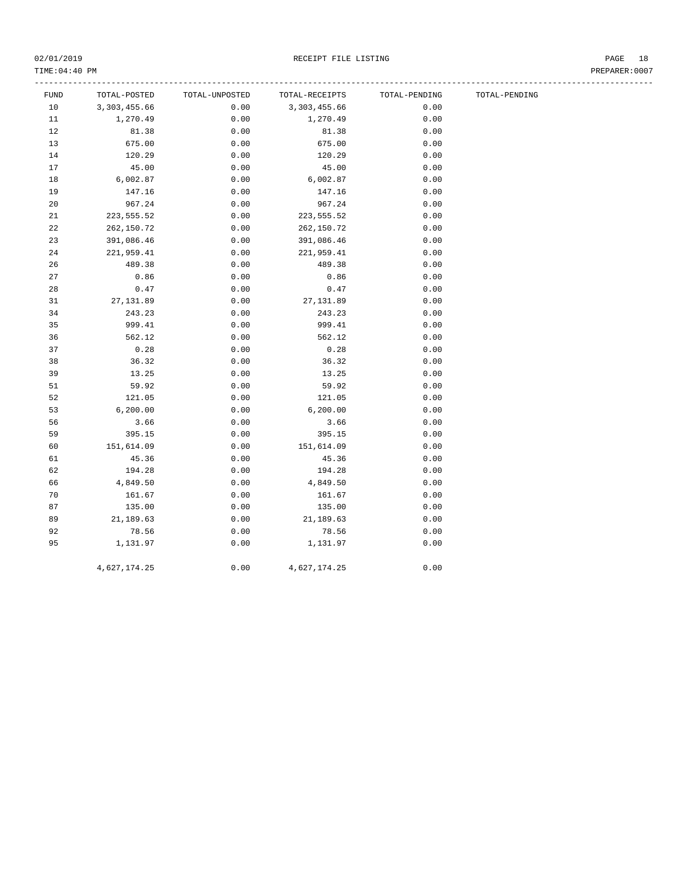| FUND | TOTAL-POSTED | TOTAL-UNPOSTED | TOTAL-RECEIPTS | TOTAL-PENDING | TOTAL-PENDING |
|---|---|---|---|---|---|
| 10 | 3,303,455.66 | 0.00 | 3,303,455.66 | 0.00 | |
| 11 | 1,270.49 | 0.00 | 1,270.49 | 0.00 | |
| 12 | 81.38 | 0.00 | 81.38 | 0.00 | |
| 13 | 675.00 | 0.00 | 675.00 | 0.00 | |
| 14 | 120.29 | 0.00 | 120.29 | 0.00 | |
| 17 | 45.00 | 0.00 | 45.00 | 0.00 | |
| 18 | 6,002.87 | 0.00 | 6,002.87 | 0.00 | |
| 19 | 147.16 | 0.00 | 147.16 | 0.00 | |
| 20 | 967.24 | 0.00 | 967.24 | 0.00 | |
| 21 | 223,555.52 | 0.00 | 223,555.52 | 0.00 | |
| 22 | 262,150.72 | 0.00 | 262,150.72 | 0.00 | |
| 23 | 391,086.46 | 0.00 | 391,086.46 | 0.00 | |
| 24 | 221,959.41 | 0.00 | 221,959.41 | 0.00 | |
| 26 | 489.38 | 0.00 | 489.38 | 0.00 | |
| 27 | 0.86 | 0.00 | 0.86 | 0.00 | |
| 28 | 0.47 | 0.00 | 0.47 | 0.00 | |
| 31 | 27,131.89 | 0.00 | 27,131.89 | 0.00 | |
| 34 | 243.23 | 0.00 | 243.23 | 0.00 | |
| 35 | 999.41 | 0.00 | 999.41 | 0.00 | |
| 36 | 562.12 | 0.00 | 562.12 | 0.00 | |
| 37 | 0.28 | 0.00 | 0.28 | 0.00 | |
| 38 | 36.32 | 0.00 | 36.32 | 0.00 | |
| 39 | 13.25 | 0.00 | 13.25 | 0.00 | |
| 51 | 59.92 | 0.00 | 59.92 | 0.00 | |
| 52 | 121.05 | 0.00 | 121.05 | 0.00 | |
| 53 | 6,200.00 | 0.00 | 6,200.00 | 0.00 | |
| 56 | 3.66 | 0.00 | 3.66 | 0.00 | |
| 59 | 395.15 | 0.00 | 395.15 | 0.00 | |
| 60 | 151,614.09 | 0.00 | 151,614.09 | 0.00 | |
| 61 | 45.36 | 0.00 | 45.36 | 0.00 | |
| 62 | 194.28 | 0.00 | 194.28 | 0.00 | |
| 66 | 4,849.50 | 0.00 | 4,849.50 | 0.00 | |
| 70 | 161.67 | 0.00 | 161.67 | 0.00 | |
| 87 | 135.00 | 0.00 | 135.00 | 0.00 | |
| 89 | 21,189.63 | 0.00 | 21,189.63 | 0.00 | |
| 92 | 78.56 | 0.00 | 78.56 | 0.00 | |
| 95 | 1,131.97 | 0.00 | 1,131.97 | 0.00 | |
| | 4,627,174.25 | 0.00 | 4,627,174.25 | 0.00 | |